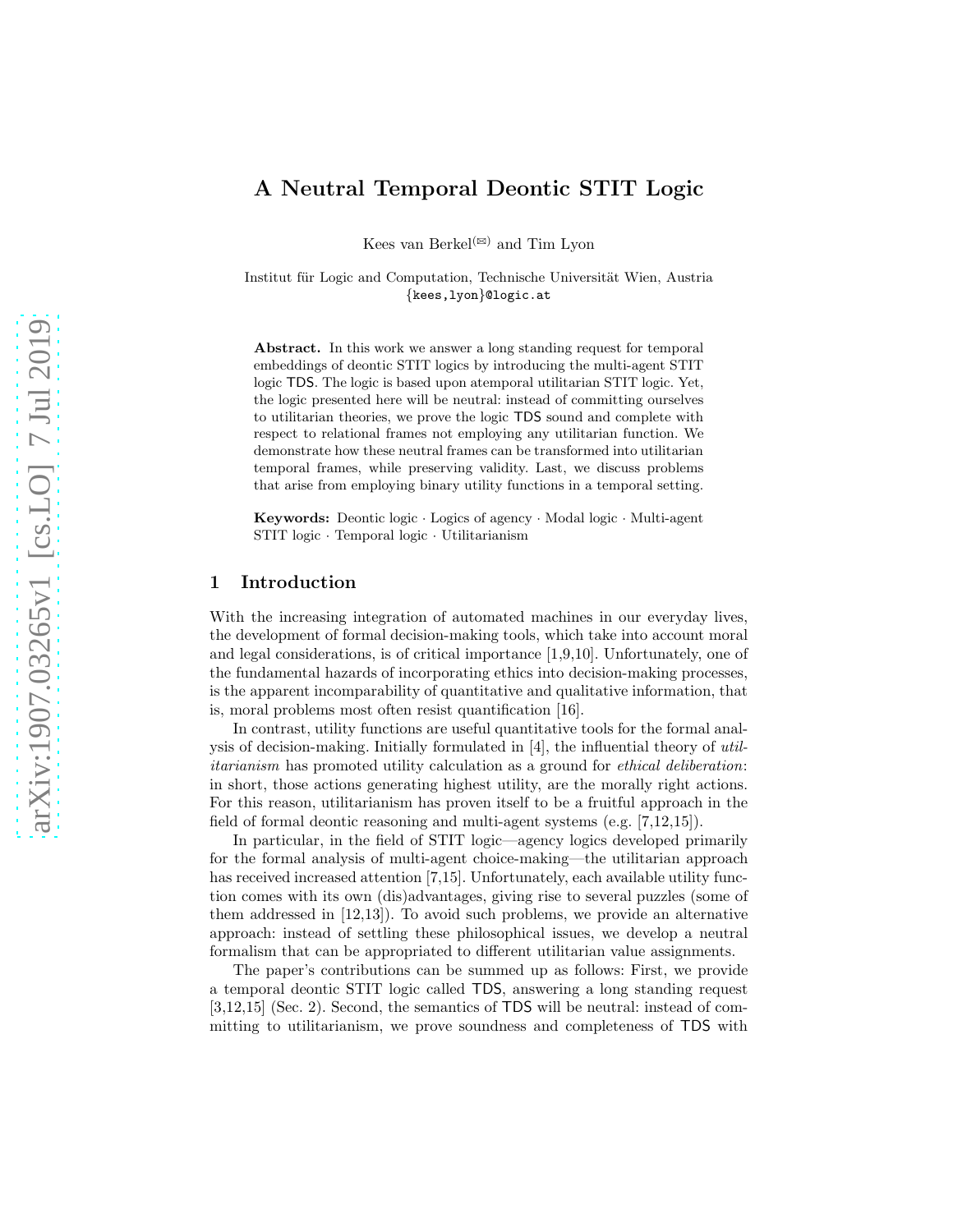# A Neutral Temporal Deontic STIT Logic

Kees van Berkel(✉) and Tim Lyon

Institut für Logic and Computation, Technische Universität Wien, Austria
{kees,lyon}@logic.at

**Abstract.** In this work we answer a long standing request for temporal embeddings of deontic STIT logics by introducing the multi-agent STIT logic TDS. The logic is based upon atemporal utilitarian STIT logic. Yet, the logic presented here will be neutral: instead of committing ourselves to utilitarian theories, we prove the logic TDS sound and complete with respect to relational frames not employing any utilitarian function. We demonstrate how these neutral frames can be transformed into utilitarian temporal frames, while preserving validity. Last, we discuss problems that arise from employing binary utility functions in a temporal setting.

**Keywords:** Deontic logic · Logics of agency · Modal logic · Multi-agent STIT logic · Temporal logic · Utilitarianism

## 1 Introduction

With the increasing integration of automated machines in our everyday lives, the development of formal decision-making tools, which take into account moral and legal considerations, is of critical importance [1,9,10]. Unfortunately, one of the fundamental hazards of incorporating ethics into decision-making processes, is the apparent incomparability of quantitative and qualitative information, that is, moral problems most often resist quantification [16].

In contrast, utility functions are useful quantitative tools for the formal analysis of decision-making. Initially formulated in [4], the influential theory of *utilitarianism* has promoted utility calculation as a ground for *ethical deliberation*: in short, those actions generating highest utility, are the morally right actions. For this reason, utilitarianism has proven itself to be a fruitful approach in the field of formal deontic reasoning and multi-agent systems (e.g. [7,12,15]).

In particular, in the field of STIT logic—agency logics developed primarily for the formal analysis of multi-agent choice-making—the utilitarian approach has received increased attention [7,15]. Unfortunately, each available utility function comes with its own (dis)advantages, giving rise to several puzzles (some of them addressed in [12,13]). To avoid such problems, we provide an alternative approach: instead of settling these philosophical issues, we develop a neutral formalism that can be appropriated to different utilitarian value assignments.

The paper's contributions can be summed up as follows: First, we provide a temporal deontic STIT logic called TDS, answering a long standing request [3,12,15] (Sec. 2). Second, the semantics of TDS will be neutral: instead of committing to utilitarianism, we prove soundness and completeness of TDS with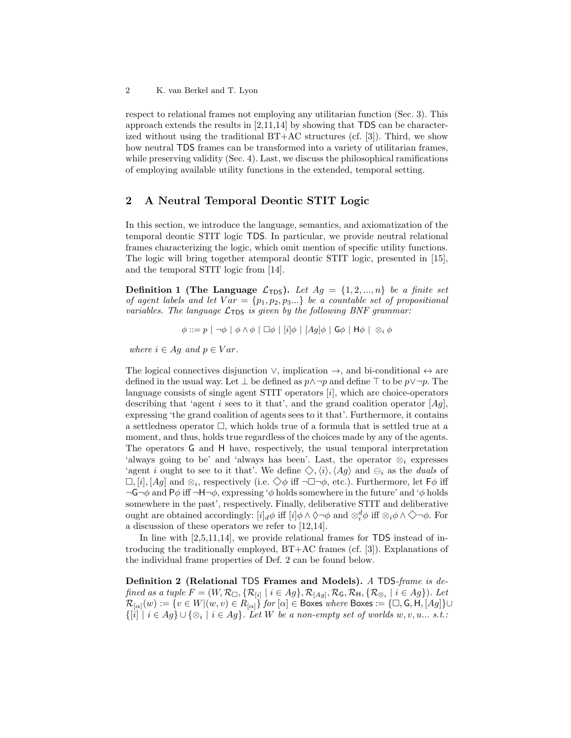respect to relational frames not employing any utilitarian function (Sec. 3). This approach extends the results in [2,11,14] by showing that TDS can be characterized without using the traditional BT+AC structures (cf. [3]). Third, we show how neutral TDS frames can be transformed into a variety of utilitarian frames, while preserving validity (Sec. 4). Last, we discuss the philosophical ramifications of employing available utility functions in the extended, temporal setting.

## 2 A Neutral Temporal Deontic STIT Logic

In this section, we introduce the language, semantics, and axiomatization of the temporal deontic STIT logic TDS. In particular, we provide neutral relational frames characterizing the logic, which omit mention of specific utility functions. The logic will bring together atemporal deontic STIT logic, presented in [15], and the temporal STIT logic from [14].

**Definition 1 (The Language $\mathcal{L}_{\mathsf{TDS}}$).** *Let $Ag = \{1, 2, ..., n\}$ be a finite set of agent labels and let $Var = \{p_1, p_2, p_3...\}$ be a countable set of propositional variables. The language $\mathcal{L}_{\mathsf{TDS}}$ is given by the following BNF grammar:*

$$\phi ::= p \mid \neg\phi \mid \phi \wedge \phi \mid \Box\phi \mid [i]\phi \mid [Ag]\phi \mid \mathsf{G}\phi \mid \mathsf{H}\phi \mid \otimes_i \phi$$

*where $i \in Ag$ and $p \in Var$.*

The logical connectives disjunction $\vee$, implication $\rightarrow$, and bi-conditional $\leftrightarrow$ are defined in the usual way. Let $\bot$ be defined as $p \wedge \neg p$ and define $\top$ to be $p \vee \neg p$. The language consists of single agent STIT operators $[i]$, which are choice-operators describing that 'agent $i$ sees to it that', and the grand coalition operator $[Ag]$, expressing 'the grand coalition of agents sees to it that'. Furthermore, it contains a settledness operator $\Box$, which holds true of a formula that is settled true at a moment, and thus, holds true regardless of the choices made by any of the agents. The operators $\mathsf{G}$ and $\mathsf{H}$ have, respectively, the usual temporal interpretation 'always going to be' and 'always has been'. Last, the operator $\otimes_i$ expresses 'agent $i$ ought to see to it that'. We define $\Diamond, \langle i \rangle, \langle Ag \rangle$ and $\ominus_i$ as the *duals* of $\Box, [i], [Ag]$ and $\otimes_i$, respectively (i.e. $\Diamond\phi$ iff $\neg\Box\neg\phi$, etc.). Furthermore, let $\mathsf{F}\phi$ iff $\neg\mathsf{G}\neg\phi$ and $\mathsf{P}\phi$ iff $\neg\mathsf{H}\neg\phi$, expressing '$\phi$ holds somewhere in the future' and '$\phi$ holds somewhere in the past', respectively. Finally, deliberative STIT and deliberative ought are obtained accordingly: $[i]_d\phi$ iff $[i]\phi \wedge \Diamond\neg\phi$ and $\otimes_i^d\phi$ iff $\otimes_i\phi \wedge \Diamond\neg\phi$. For a discussion of these operators we refer to [12,14].

In line with [2,5,11,14], we provide relational frames for TDS instead of introducing the traditionally employed, BT+AC frames (cf. [3]). Explanations of the individual frame properties of Def. 2 can be found below.

**Definition 2 (Relational TDS Frames and Models).** *A TDS-frame is defined as a tuple $F = (W, \mathcal{R}_{\Box}, \{\mathcal{R}_{[i]} \mid i \in Ag\}, \mathcal{R}_{[Ag]}, \mathcal{R}_{\mathsf{G}}, \mathcal{R}_{\mathsf{H}}, \{\mathcal{R}_{\otimes_i} \mid i \in Ag\})$. Let $\mathcal{R}_{[\alpha]}(w) := \{v \in W | (w, v) \in R_{[\alpha]}\}$ for $[\alpha] \in \mathsf{Boxes}$ where $\mathsf{Boxes} := \{\Box, \mathsf{G}, \mathsf{H}, [Ag]\} \cup \{[i] \mid i \in Ag\} \cup \{\otimes_i \mid i \in Ag\}$. Let $W$ be a non-empty set of worlds $w, v, u...$ s.t.:*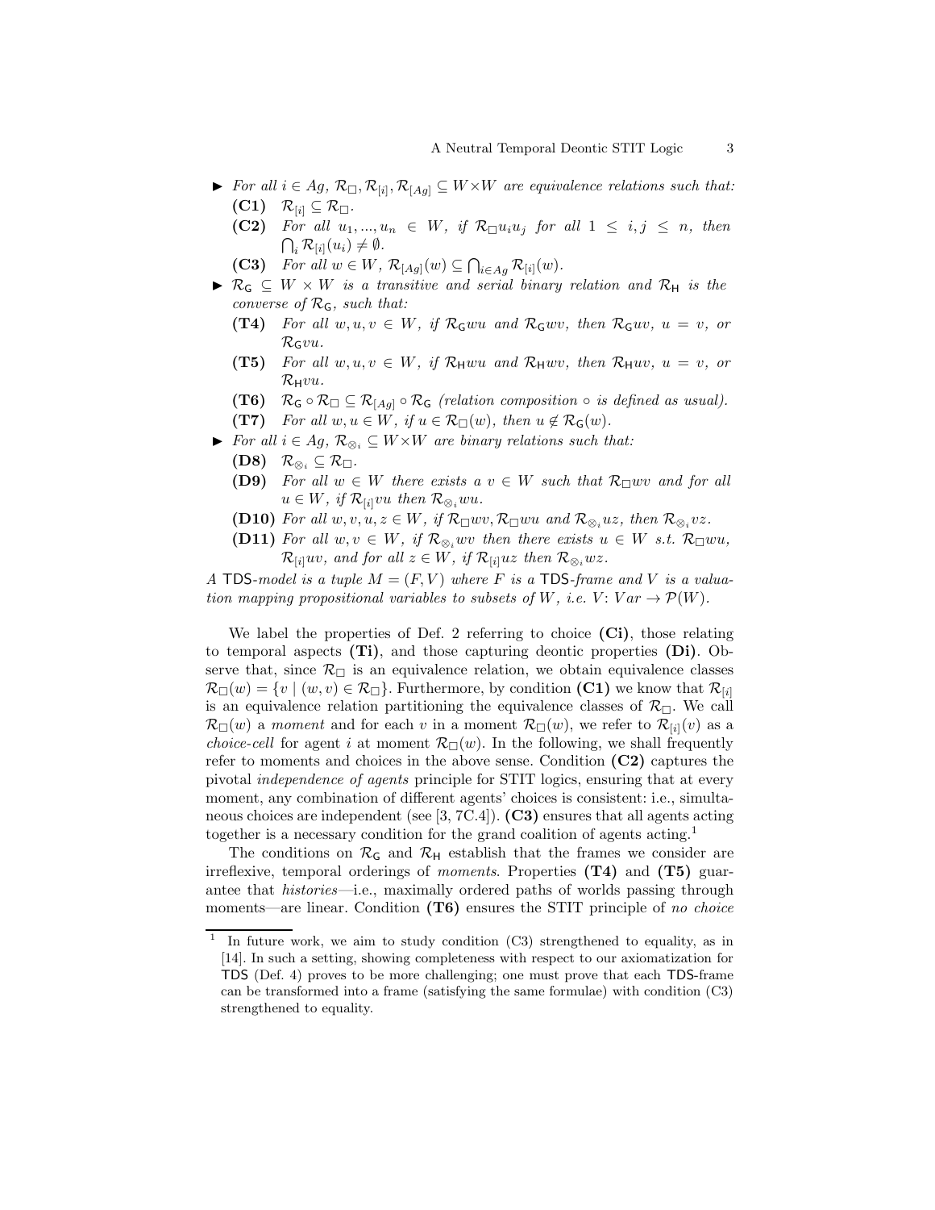- ▶ *For all $i \in Ag$, $\mathcal{R}_{\Box}, \mathcal{R}_{[i]}, \mathcal{R}_{[Ag]} \subseteq W \times W$ are equivalence relations such that:*
  - **(C1)** $\mathcal{R}_{[i]} \subseteq \mathcal{R}_{\Box}$.
  - **(C2)** *For all $u_1, ..., u_n \in W$, if $\mathcal{R}_{\Box} u_i u_j$ for all $1 \leq i, j \leq n$, then $\bigcap_i \mathcal{R}_{[i]}(u_i) \neq \emptyset$.*
  - **(C3)** *For all $w \in W$, $\mathcal{R}_{[Ag]}(w) \subseteq \bigcap_{i \in Ag} \mathcal{R}_{[i]}(w)$.*
- ▶ *$\mathcal{R}_{\mathsf{G}} \subseteq W \times W$ is a transitive and serial binary relation and $\mathcal{R}_{\mathsf{H}}$ is the converse of $\mathcal{R}_{\mathsf{G}}$, such that:*
  - **(T4)** *For all $w, u, v \in W$, if $\mathcal{R}_{\mathsf{G}} wu$ and $\mathcal{R}_{\mathsf{G}} wv$, then $\mathcal{R}_{\mathsf{G}} uv$, $u = v$, or $\mathcal{R}_{\mathsf{G}} vu$.*
  - **(T5)** *For all $w, u, v \in W$, if $\mathcal{R}_{\mathsf{H}} wu$ and $\mathcal{R}_{\mathsf{H}} wv$, then $\mathcal{R}_{\mathsf{H}} uv$, $u = v$, or $\mathcal{R}_{\mathsf{H}} vu$.*
  - **(T6)** *$\mathcal{R}_{\mathsf{G}} \circ \mathcal{R}_{\Box} \subseteq \mathcal{R}_{[Ag]} \circ \mathcal{R}_{\mathsf{G}}$ (relation composition $\circ$ is defined as usual).*
  - **(T7)** *For all $w, u \in W$, if $u \in \mathcal{R}_{\Box}(w)$, then $u \notin \mathcal{R}_{\mathsf{G}}(w)$.*
- ▶ *For all $i \in Ag$, $\mathcal{R}_{\otimes_i} \subseteq W \times W$ are binary relations such that:*
  - **(D8)** $\mathcal{R}_{\otimes_i} \subseteq \mathcal{R}_{\Box}$.
  - **(D9)** *For all $w \in W$ there exists a $v \in W$ such that $\mathcal{R}_{\Box} wv$ and for all $u \in W$, if $\mathcal{R}_{[i]} vu$ then $\mathcal{R}_{\otimes_i} wu$.*
  - **(D10)** *For all $w, v, u, z \in W$, if $\mathcal{R}_{\Box} wv, \mathcal{R}_{\Box} wu$ and $\mathcal{R}_{\otimes_i} uz$, then $\mathcal{R}_{\otimes_i} vz$.*
  - **(D11)** *For all $w, v \in W$, if $\mathcal{R}_{\otimes_i} wv$ then there exists $u \in W$ s.t. $\mathcal{R}_{\Box} wu$, $\mathcal{R}_{[i]} uv$, and for all $z \in W$, if $\mathcal{R}_{[i]} uz$ then $\mathcal{R}_{\otimes_i} wz$.*

*A* TDS*-model is a tuple $M = (F, V)$ where $F$ is a* TDS*-frame and $V$ is a valuation mapping propositional variables to subsets of $W$, i.e. $V\colon Var \to \mathcal{P}(W)$.*

We label the properties of Def. 2 referring to choice **(Ci)**, those relating to temporal aspects **(Ti)**, and those capturing deontic properties **(Di)**. Observe that, since $\mathcal{R}_{\Box}$ is an equivalence relation, we obtain equivalence classes $\mathcal{R}_{\Box}(w) = \{v \mid (w, v) \in \mathcal{R}_{\Box}\}$. Furthermore, by condition **(C1)** we know that $\mathcal{R}_{[i]}$ is an equivalence relation partitioning the equivalence classes of $\mathcal{R}_{\Box}$. We call $\mathcal{R}_{\Box}(w)$ a *moment* and for each $v$ in a moment $\mathcal{R}_{\Box}(w)$, we refer to $\mathcal{R}_{[i]}(v)$ as a *choice-cell* for agent $i$ at moment $\mathcal{R}_{\Box}(w)$. In the following, we shall frequently refer to moments and choices in the above sense. Condition **(C2)** captures the pivotal *independence of agents* principle for STIT logics, ensuring that at every moment, any combination of different agents' choices is consistent: i.e., simultaneous choices are independent (see [3, 7C.4]). **(C3)** ensures that all agents acting together is a necessary condition for the grand coalition of agents acting.[1]

The conditions on $\mathcal{R}_{\mathsf{G}}$ and $\mathcal{R}_{\mathsf{H}}$ establish that the frames we consider are irreflexive, temporal orderings of *moments*. Properties **(T4)** and **(T5)** guarantee that *histories*—i.e., maximally ordered paths of worlds passing through moments—are linear. Condition **(T6)** ensures the STIT principle of *no choice*

[1] In future work, we aim to study condition (C3) strengthened to equality, as in [14]. In such a setting, showing completeness with respect to our axiomatization for TDS (Def. 4) proves to be more challenging; one must prove that each TDS-frame can be transformed into a frame (satisfying the same formulae) with condition (C3) strengthened to equality.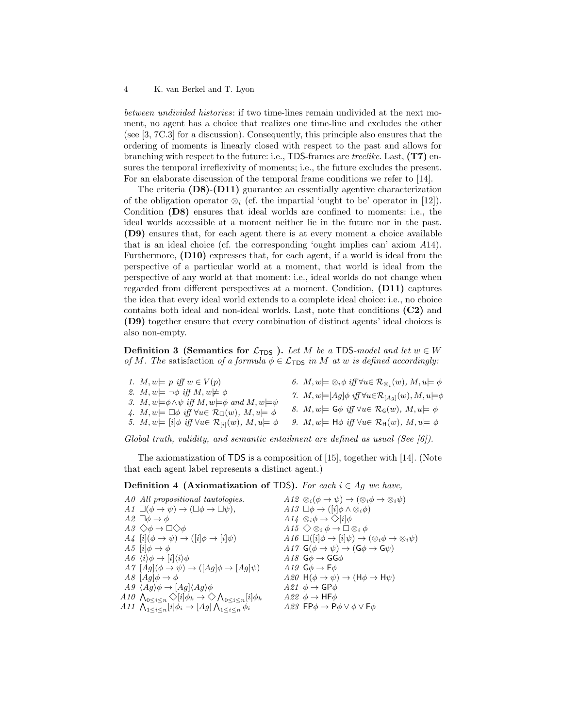*between undivided histories*: if two time-lines remain undivided at the next moment, no agent has a choice that realizes one time-line and excludes the other (see [3, 7C.3] for a discussion). Consequently, this principle also ensures that the ordering of moments is linearly closed with respect to the past and allows for branching with respect to the future: i.e., TDS-frames are *treelike*. Last, **(T7)** ensures the temporal irreflexivity of moments; i.e., the future excludes the present. For an elaborate discussion of the temporal frame conditions we refer to [14].

The criteria **(D8)**-**(D11)** guarantee an essentially agentive characterization of the obligation operator $\otimes_i$ (cf. the impartial 'ought to be' operator in [12]). Condition **(D8)** ensures that ideal worlds are confined to moments: i.e., the ideal worlds accessible at a moment neither lie in the future nor in the past. **(D9)** ensures that, for each agent there is at every moment a choice available that is an ideal choice (cf. the corresponding 'ought implies can' axiom $A14$). Furthermore, **(D10)** expresses that, for each agent, if a world is ideal from the perspective of a particular world at a moment, that world is ideal from the perspective of any world at that moment: i.e., ideal worlds do not change when regarded from different perspectives at a moment. Condition, **(D11)** captures the idea that every ideal world extends to a complete ideal choice: i.e., no choice contains both ideal and non-ideal worlds. Last, note that conditions **(C2)** and **(D9)** together ensure that every combination of distinct agents' ideal choices is also non-empty.

**Definition 3 (Semantics for $\mathcal{L}_{\mathsf{TDS}}$ ).** *Let $M$ be a TDS-model and let $w \in W$ of $M$. The* satisfaction *of a formula $\phi \in \mathcal{L}_{\mathsf{TDS}}$ in $M$ at $w$ is defined accordingly:*

1. $M, w \models p$ *iff* $w \in V(p)$
2. $M, w \models \neg\phi$ *iff* $M, w \not\models \phi$
3. $M, w \models \phi \land \psi$ *iff* $M, w \models \phi$ *and* $M, w \models \psi$
4. $M, w \models \Box\phi$ *iff* $\forall u \in \mathcal{R}_{\Box}(w)$, $M, u \models \phi$
5. $M, w \models [i]\phi$ *iff* $\forall u \in \mathcal{R}_{[i]}(w)$, $M, u \models \phi$
6. $M, w \models \otimes_i \phi$ *iff* $\forall u \in \mathcal{R}_{\otimes_i}(w)$, $M, u \models \phi$
7. $M, w \models [Ag]\phi$ *iff* $\forall u \in \mathcal{R}_{[Ag]}(w)$, $M, u \models \phi$
8. $M, w \models \mathsf{G}\phi$ *iff* $\forall u \in \mathcal{R}_{\mathsf{G}}(w)$, $M, u \models \phi$
9. $M, w \models \mathsf{H}\phi$ *iff* $\forall u \in \mathcal{R}_{\mathsf{H}}(w)$, $M, u \models \phi$

*Global truth, validity, and semantic entailment are defined as usual (See [6]).*

The axiomatization of TDS is a composition of [15], together with [14]. (Note that each agent label represents a distinct agent.)

**Definition 4 (Axiomatization of TDS).** *For each $i \in Ag$ we have,*

- $A0$ All propositional tautologies.
- $A1$ $\Box(\phi \to \psi) \to (\Box\phi \to \Box\psi)$,
- $A2$ $\Box\phi \to \phi$
- $A3$ $\Diamond\phi \to \Box\Diamond\phi$
- $A4$ $[i](\phi \to \psi) \to ([i]\phi \to [i]\psi)$
- $A5$ $[i]\phi \to \phi$
- $A6$ $\langle i\rangle\phi \to [i]\langle i\rangle\phi$
- $A7$ $[Ag](\phi \to \psi) \to ([Ag]\phi \to [Ag]\psi)$
- $A8$ $[Ag]\phi \to \phi$
- $A9$ $\langle Ag\rangle\phi \to [Ag]\langle Ag\rangle\phi$
- $A10$ $\bigwedge_{0 \leq i \leq n} \Diamond[i]\phi_k \to \Diamond \bigwedge_{0 \leq i \leq n}[i]\phi_k$
- $A11$ $\bigwedge_{1 \leq i \leq n}[i]\phi_i \to [Ag] \bigwedge_{1 \leq i \leq n} \phi_i$
- $A12$ $\otimes_i(\phi \to \psi) \to (\otimes_i\phi \to \otimes_i\psi)$
- $A13$ $\Box\phi \to ([i]\phi \land \otimes_i\phi)$
- $A14$ $\otimes_i\phi \to \Diamond[i]\phi$
- $A15$ $\Diamond \otimes_i \phi \to \Box \otimes_i \phi$
- $A16$ $\Box([i]\phi \to [i]\psi) \to (\otimes_i\phi \to \otimes_i\psi)$
- $A17$ $\mathsf{G}(\phi \to \psi) \to (\mathsf{G}\phi \to \mathsf{G}\psi)$
- $A18$ $\mathsf{G}\phi \to \mathsf{GG}\phi$
- $A19$ $\mathsf{G}\phi \to \mathsf{F}\phi$
- $A20$ $\mathsf{H}(\phi \to \psi) \to (\mathsf{H}\phi \to \mathsf{H}\psi)$
- $A21$ $\phi \to \mathsf{GP}\phi$
- $A22$ $\phi \to \mathsf{HF}\phi$
- $A23$ $\mathsf{FP}\phi \to \mathsf{P}\phi \lor \phi \lor \mathsf{F}\phi$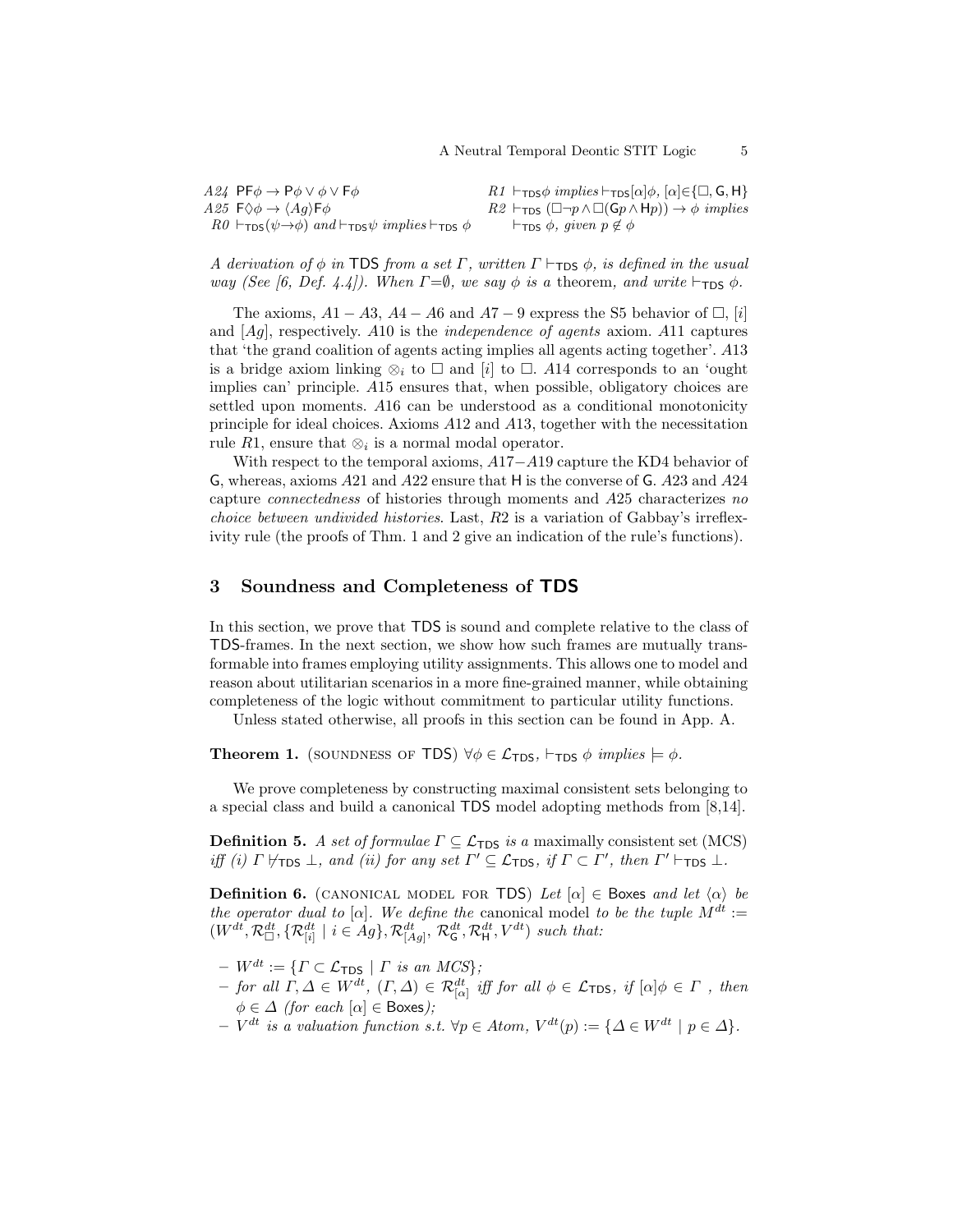$A24$ $\mathsf{PF}\phi \rightarrow \mathsf{P}\phi \vee \phi \vee \mathsf{F}\phi$

$A25$ $\mathsf{F}\Diamond\phi \rightarrow \langle Ag\rangle\mathsf{F}\phi$

$R0$ $\vdash_{\mathsf{TDS}}(\psi\rightarrow\phi)$ *and* $\vdash_{\mathsf{TDS}}\psi$ *implies* $\vdash_{\mathsf{TDS}} \phi$

$R1$ $\vdash_{\mathsf{TDS}}\phi$ *implies* $\vdash_{\mathsf{TDS}}[\alpha]\phi$, $[\alpha]\in\{\Box, \mathsf{G}, \mathsf{H}\}$

$R2$ $\vdash_{\mathsf{TDS}} (\Box\neg p \wedge \Box(\mathsf{G}p \wedge \mathsf{H}p)) \rightarrow \phi$ *implies* $\vdash_{\mathsf{TDS}} \phi$, *given* $p \notin \phi$

*A derivation of* $\phi$ *in* TDS *from a set* $\Gamma$, *written* $\Gamma \vdash_{\mathsf{TDS}} \phi$, *is defined in the usual way (See [6, Def. 4.4]). When* $\Gamma{=}\emptyset$, *we say* $\phi$ *is a* theorem, *and write* $\vdash_{\mathsf{TDS}} \phi$.

The axioms, $A1-A3$, $A4-A6$ and $A7-9$ express the S5 behavior of $\Box$, $[i]$ and $[Ag]$, respectively. $A10$ is the *independence of agents* axiom. $A11$ captures that 'the grand coalition of agents acting implies all agents acting together'. $A13$ is a bridge axiom linking $\otimes_i$ to $\Box$ and $[i]$ to $\Box$. $A14$ corresponds to an 'ought implies can' principle. $A15$ ensures that, when possible, obligatory choices are settled upon moments. $A16$ can be understood as a conditional monotonicity principle for ideal choices. Axioms $A12$ and $A13$, together with the necessitation rule $R1$, ensure that $\otimes_i$ is a normal modal operator.

With respect to the temporal axioms, $A17-A19$ capture the KD4 behavior of G, whereas, axioms $A21$ and $A22$ ensure that H is the converse of G. $A23$ and $A24$ capture *connectedness* of histories through moments and $A25$ characterizes *no choice between undivided histories*. Last, $R2$ is a variation of Gabbay's irreflexivity rule (the proofs of Thm. 1 and 2 give an indication of the rule's functions).

## 3 Soundness and Completeness of TDS

In this section, we prove that TDS is sound and complete relative to the class of TDS-frames. In the next section, we show how such frames are mutually transformable into frames employing utility assignments. This allows one to model and reason about utilitarian scenarios in a more fine-grained manner, while obtaining completeness of the logic without commitment to particular utility functions.

Unless stated otherwise, all proofs in this section can be found in App. A.

**Theorem 1.** (SOUNDNESS OF TDS) $\forall\phi \in \mathcal{L}_{\mathsf{TDS}}$, $\vdash_{\mathsf{TDS}} \phi$ *implies* $\models \phi$.

We prove completeness by constructing maximal consistent sets belonging to a special class and build a canonical TDS model adopting methods from [8,14].

**Definition 5.** *A set of formulae* $\Gamma \subseteq \mathcal{L}_{\mathsf{TDS}}$ *is a* maximally consistent set (MCS) *iff (i)* $\Gamma \nvdash_{\mathsf{TDS}} \bot$, *and (ii) for any set* $\Gamma' \subseteq \mathcal{L}_{\mathsf{TDS}}$, *if* $\Gamma \subset \Gamma'$, *then* $\Gamma' \vdash_{\mathsf{TDS}} \bot$.

**Definition 6.** (CANONICAL MODEL FOR TDS) *Let* $[\alpha] \in$ Boxes *and let* $\langle\alpha\rangle$ *be the operator dual to* $[\alpha]$. *We define the* canonical model *to be the tuple* $M^{dt} := (W^{dt}, \mathcal{R}^{dt}_{\Box}, \{\mathcal{R}^{dt}_{[i]} \mid i \in Ag\}, \mathcal{R}^{dt}_{[Ag]}, \mathcal{R}^{dt}_{\mathsf{G}}, \mathcal{R}^{dt}_{\mathsf{H}}, V^{dt})$ *such that:*

- $W^{dt} := \{\Gamma \subset \mathcal{L}_{\mathsf{TDS}} \mid \Gamma$ *is an MCS*$\}$;
- *for all* $\Gamma, \Delta \in W^{dt}$, $(\Gamma, \Delta) \in \mathcal{R}^{dt}_{[\alpha]}$ *iff for all* $\phi \in \mathcal{L}_{\mathsf{TDS}}$, *if* $[\alpha]\phi \in \Gamma$ , *then* $\phi \in \Delta$ *(for each* $[\alpha] \in$ Boxes*)*;
- $V^{dt}$ *is a valuation function s.t.* $\forall p \in Atom$, $V^{dt}(p) := \{\Delta \in W^{dt} \mid p \in \Delta\}$.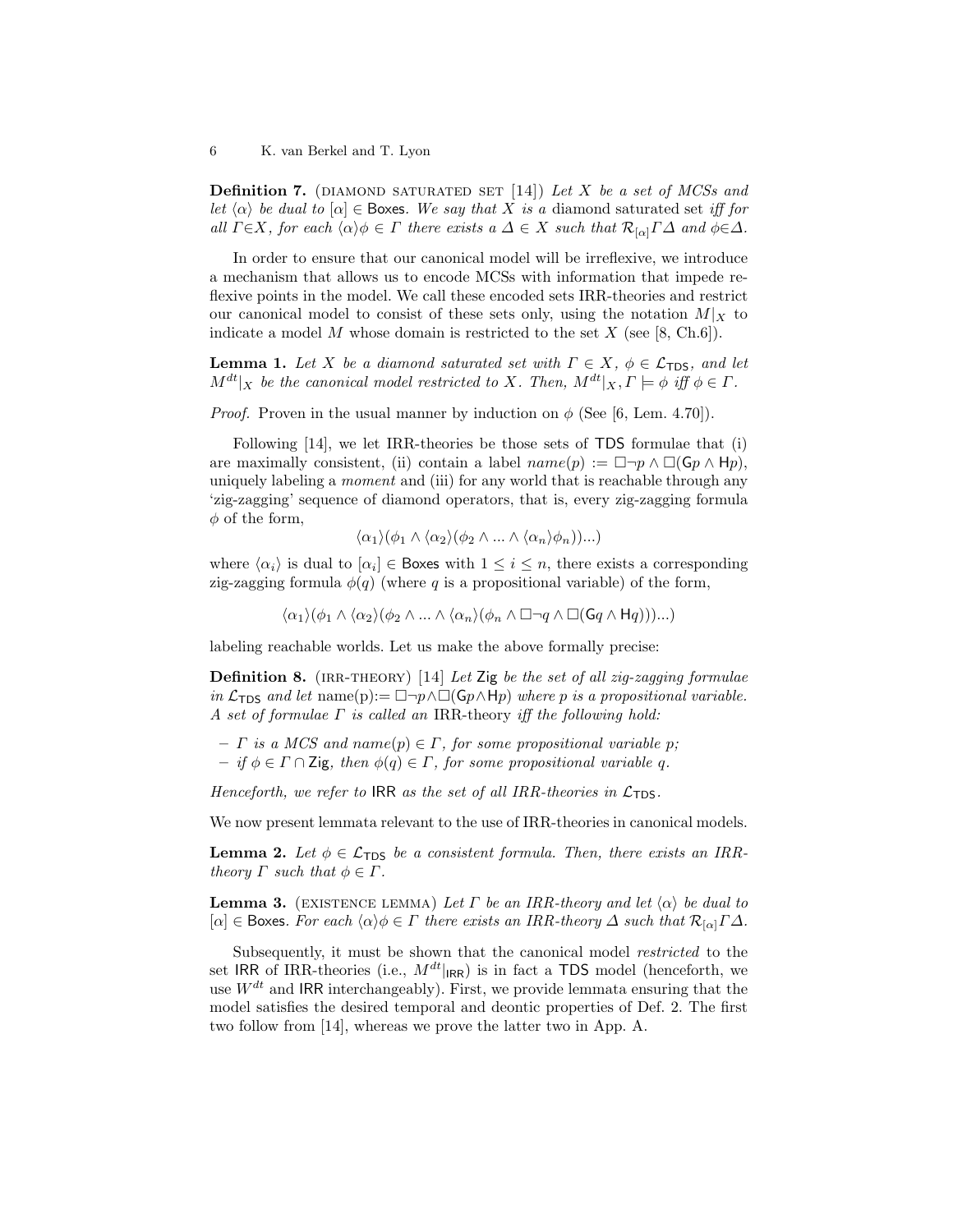**Definition 7.** (diamond saturated set [14]) *Let $X$ be a set of MCSs and let $\langle \alpha \rangle$ be dual to $[\alpha] \in \mathsf{Boxes}$. We say that $X$ is a* diamond saturated set *iff for all $\Gamma \in X$, for each $\langle \alpha \rangle \phi \in \Gamma$ there exists a $\Delta \in X$ such that $\mathcal{R}_{[\alpha]} \Gamma \Delta$ and $\phi \in \Delta$.*

In order to ensure that our canonical model will be irreflexive, we introduce a mechanism that allows us to encode MCSs with information that impede reflexive points in the model. We call these encoded sets IRR-theories and restrict our canonical model to consist of these sets only, using the notation $M|_X$ to indicate a model $M$ whose domain is restricted to the set $X$ (see [8, Ch.6]).

**Lemma 1.** *Let $X$ be a diamond saturated set with $\Gamma \in X$, $\phi \in \mathcal{L}_{\mathsf{TDS}}$, and let $M^{dt}|_X$ be the canonical model restricted to $X$. Then, $M^{dt}|_X, \Gamma \models \phi$ iff $\phi \in \Gamma$.*

*Proof.* Proven in the usual manner by induction on $\phi$ (See [6, Lem. 4.70]).

Following [14], we let IRR-theories be those sets of $\mathsf{TDS}$ formulae that (i) are maximally consistent, (ii) contain a label $name(p) := \Box \neg p \wedge \Box(\mathsf{G}p \wedge \mathsf{H}p)$, uniquely labeling a *moment* and (iii) for any world that is reachable through any 'zig-zagging' sequence of diamond operators, that is, every zig-zagging formula $\phi$ of the form,

$$\langle \alpha_1 \rangle (\phi_1 \wedge \langle \alpha_2 \rangle (\phi_2 \wedge ... \wedge \langle \alpha_n \rangle \phi_n))...)$$

where $\langle \alpha_i \rangle$ is dual to $[\alpha_i] \in \mathsf{Boxes}$ with $1 \leq i \leq n$, there exists a corresponding zig-zagging formula $\phi(q)$ (where $q$ is a propositional variable) of the form,

$$\langle \alpha_1 \rangle (\phi_1 \wedge \langle \alpha_2 \rangle (\phi_2 \wedge ... \wedge \langle \alpha_n \rangle (\phi_n \wedge \Box \neg q \wedge \Box(\mathsf{G}q \wedge \mathsf{H}q)))...)$$

labeling reachable worlds. Let us make the above formally precise:

**Definition 8.** (irr-theory) [14] *Let $\mathsf{Zig}$ be the set of all zig-zagging formulae in $\mathcal{L}_{\mathsf{TDS}}$ and let $\text{name}(p) := \Box \neg p \wedge \Box(\mathsf{G}p \wedge \mathsf{H}p)$ where $p$ is a propositional variable. A set of formulae $\Gamma$ is called an* IRR-theory *iff the following hold:*

- *$\Gamma$ is a MCS and $name(p) \in \Gamma$, for some propositional variable $p$;*
- *if $\phi \in \Gamma \cap \mathsf{Zig}$, then $\phi(q) \in \Gamma$, for some propositional variable $q$.*

*Henceforth, we refer to $\mathsf{IRR}$ as the set of all IRR-theories in $\mathcal{L}_{\mathsf{TDS}}$.*

We now present lemmata relevant to the use of IRR-theories in canonical models.

**Lemma 2.** *Let $\phi \in \mathcal{L}_{\mathsf{TDS}}$ be a consistent formula. Then, there exists an IRR-theory $\Gamma$ such that $\phi \in \Gamma$.*

**Lemma 3.** (existence lemma) *Let $\Gamma$ be an IRR-theory and let $\langle \alpha \rangle$ be dual to $[\alpha] \in \mathsf{Boxes}$. For each $\langle \alpha \rangle \phi \in \Gamma$ there exists an IRR-theory $\Delta$ such that $\mathcal{R}_{[\alpha]} \Gamma \Delta$.*

Subsequently, it must be shown that the canonical model *restricted* to the set $\mathsf{IRR}$ of IRR-theories (i.e., $M^{dt}|_{\mathsf{IRR}}$) is in fact a $\mathsf{TDS}$ model (henceforth, we use $W^{dt}$ and $\mathsf{IRR}$ interchangeably). First, we provide lemmata ensuring that the model satisfies the desired temporal and deontic properties of Def. 2. The first two follow from [14], whereas we prove the latter two in App. A.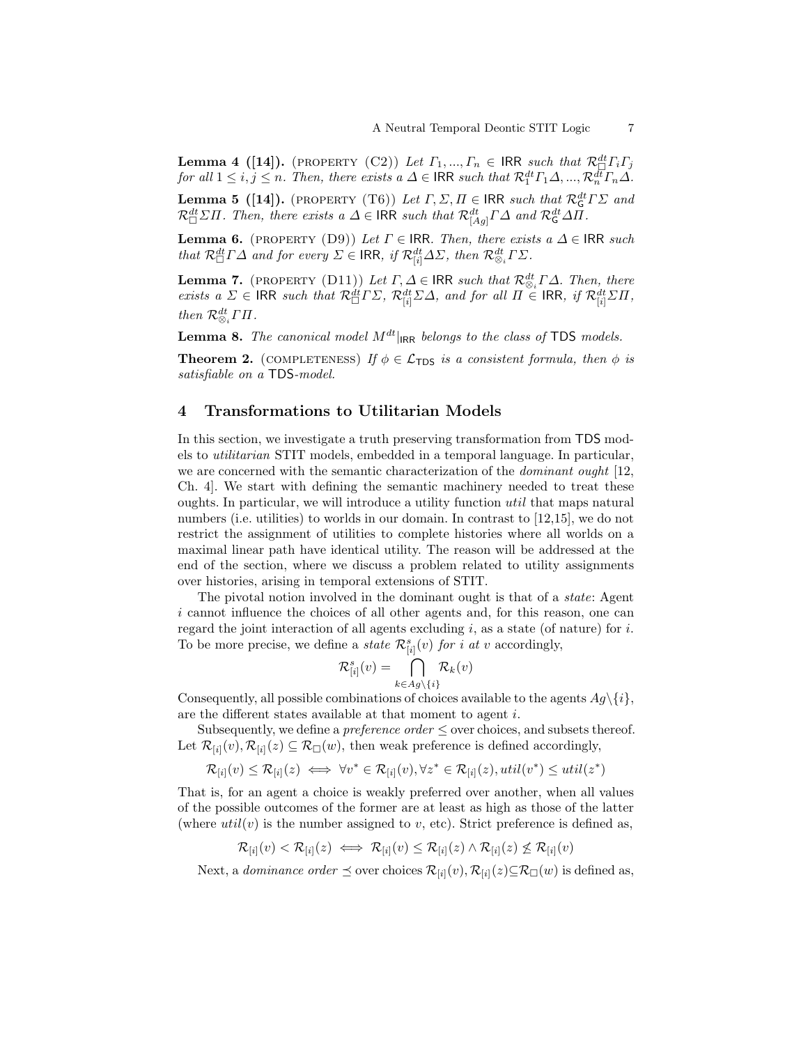**Lemma 4 ([14]).** (PROPERTY (C2)) *Let $\Gamma_1, ..., \Gamma_n \in \mathsf{IRR}$ such that $\mathcal{R}^{dt}_{\Box}\Gamma_i\Gamma_j$ for all $1 \leq i, j \leq n$. Then, there exists a $\Delta \in \mathsf{IRR}$ such that $\mathcal{R}^{dt}_1\Gamma_1\Delta, ..., \mathcal{R}^{dt}_n\Gamma_n\Delta$.*

**Lemma 5 ([14]).** (PROPERTY (T6)) *Let $\Gamma, \Sigma, \Pi \in \mathsf{IRR}$ such that $\mathcal{R}^{dt}_{\mathsf{G}}\Gamma\Sigma$ and $\mathcal{R}^{dt}_{\Box}\Sigma\Pi$. Then, there exists a $\Delta \in \mathsf{IRR}$ such that $\mathcal{R}^{dt}_{[Ag]}\Gamma\Delta$ and $\mathcal{R}^{dt}_{\mathsf{G}}\Delta\Pi$.*

**Lemma 6.** (PROPERTY (D9)) *Let $\Gamma \in \mathsf{IRR}$. Then, there exists a $\Delta \in \mathsf{IRR}$ such that $\mathcal{R}^{dt}_{\Box}\Gamma\Delta$ and for every $\Sigma \in \mathsf{IRR}$, if $\mathcal{R}^{dt}_{[i]}\Delta\Sigma$, then $\mathcal{R}^{dt}_{\otimes_i}\Gamma\Sigma$.*

**Lemma 7.** (PROPERTY (D11)) *Let $\Gamma, \Delta \in \mathsf{IRR}$ such that $\mathcal{R}^{dt}_{\otimes_i}\Gamma\Delta$. Then, there exists a $\Sigma \in \mathsf{IRR}$ such that $\mathcal{R}^{dt}_{\Box}\Gamma\Sigma$, $\mathcal{R}^{dt}_{[i]}\Sigma\Delta$, and for all $\Pi \in \mathsf{IRR}$, if $\mathcal{R}^{dt}_{[i]}\Sigma\Pi$, then $\mathcal{R}^{dt}_{\otimes_i}\Gamma\Pi$.*

**Lemma 8.** *The canonical model $M^{dt}|_{\mathsf{IRR}}$ belongs to the class of $\mathsf{TDS}$ models.*

**Theorem 2.** (COMPLETENESS) *If $\phi \in \mathcal{L}_{\mathsf{TDS}}$ is a consistent formula, then $\phi$ is satisfiable on a $\mathsf{TDS}$-model.*

## 4 Transformations to Utilitarian Models

In this section, we investigate a truth preserving transformation from $\mathsf{TDS}$ models to *utilitarian* STIT models, embedded in a temporal language. In particular, we are concerned with the semantic characterization of the *dominant ought* [12, Ch. 4]. We start with defining the semantic machinery needed to treat these oughts. In particular, we will introduce a utility function *util* that maps natural numbers (i.e. utilities) to worlds in our domain. In contrast to [12,15], we do not restrict the assignment of utilities to complete histories where all worlds on a maximal linear path have identical utility. The reason will be addressed at the end of the section, where we discuss a problem related to utility assignments over histories, arising in temporal extensions of STIT.

The pivotal notion involved in the dominant ought is that of a *state*: Agent $i$ cannot influence the choices of all other agents and, for this reason, one can regard the joint interaction of all agents excluding $i$, as a state (of nature) for $i$. To be more precise, we define a *state* $\mathcal{R}^{s}_{[i]}(v)$ *for* $i$ *at* $v$ accordingly,

$$\mathcal{R}^{s}_{[i]}(v) = \bigcap_{k \in Ag \setminus \{i\}} \mathcal{R}_k(v)$$

Consequently, all possible combinations of choices available to the agents $Ag\setminus\{i\}$, are the different states available at that moment to agent $i$.

Subsequently, we define a *preference order* $\leq$ over choices, and subsets thereof. Let $\mathcal{R}_{[i]}(v), \mathcal{R}_{[i]}(z) \subseteq \mathcal{R}_{\Box}(w)$, then weak preference is defined accordingly,

$$\mathcal{R}_{[i]}(v) \leq \mathcal{R}_{[i]}(z) \iff \forall v^* \in \mathcal{R}_{[i]}(v), \forall z^* \in \mathcal{R}_{[i]}(z), util(v^*) \leq util(z^*)$$

That is, for an agent a choice is weakly preferred over another, when all values of the possible outcomes of the former are at least as high as those of the latter (where $util(v)$ is the number assigned to $v$, etc). Strict preference is defined as,

$$\mathcal{R}_{[i]}(v) < \mathcal{R}_{[i]}(z) \iff \mathcal{R}_{[i]}(v) \leq \mathcal{R}_{[i]}(z) \wedge \mathcal{R}_{[i]}(z) \not\leq \mathcal{R}_{[i]}(v)$$

Next, a *dominance order* $\preceq$ over choices $\mathcal{R}_{[i]}(v), \mathcal{R}_{[i]}(z) \subseteq \mathcal{R}_{\Box}(w)$ is defined as,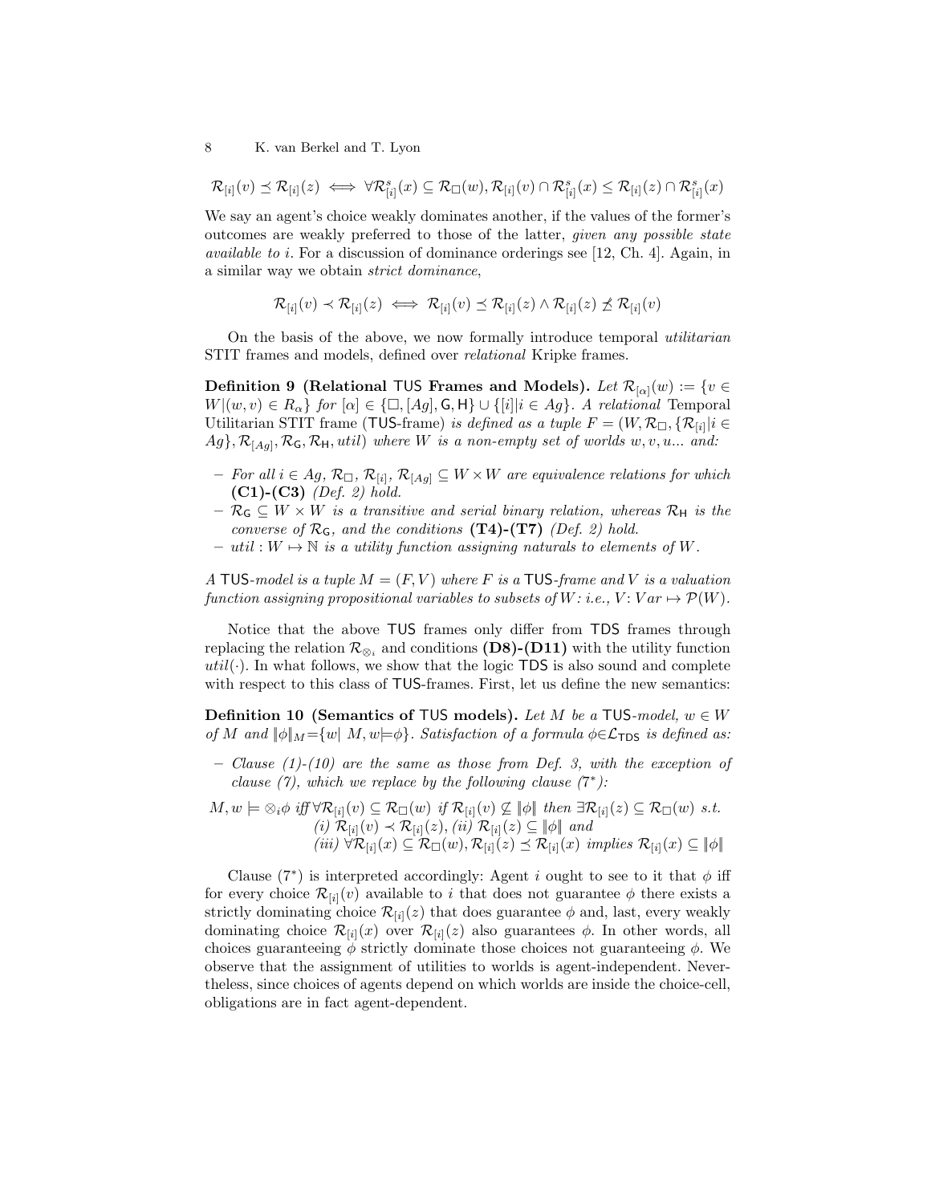$$\mathcal{R}_{[i]}(v) \preceq \mathcal{R}_{[i]}(z) \iff \forall \mathcal{R}^{s}_{[i]}(x) \subseteq \mathcal{R}_{\Box}(w), \mathcal{R}_{[i]}(v) \cap \mathcal{R}^{s}_{[i]}(x) \leq \mathcal{R}_{[i]}(z) \cap \mathcal{R}^{s}_{[i]}(x)$$

We say an agent's choice weakly dominates another, if the values of the former's outcomes are weakly preferred to those of the latter, *given any possible state available to* $i$. For a discussion of dominance orderings see [12, Ch. 4]. Again, in a similar way we obtain *strict dominance*,

$$\mathcal{R}_{[i]}(v) \prec \mathcal{R}_{[i]}(z) \iff \mathcal{R}_{[i]}(v) \preceq \mathcal{R}_{[i]}(z) \wedge \mathcal{R}_{[i]}(z) \not\preceq \mathcal{R}_{[i]}(v)$$

On the basis of the above, we now formally introduce temporal *utilitarian* STIT frames and models, defined over *relational* Kripke frames.

**Definition 9 (Relational TUS Frames and Models).** *Let* $\mathcal{R}_{[\alpha]}(w) := \{v \in W | (w,v) \in R_{\alpha}\}$ *for* $[\alpha] \in \{\Box, [Ag], \mathsf{G}, \mathsf{H}\} \cup \{[i] | i \in Ag\}$. *A relational* Temporal Utilitarian STIT frame (TUS-frame) *is defined as a tuple* $F = (W, \mathcal{R}_{\Box}, \{\mathcal{R}_{[i]} | i \in Ag\}, \mathcal{R}_{[Ag]}, \mathcal{R}_{\mathsf{G}}, \mathcal{R}_{\mathsf{H}}, util)$ *where* $W$ *is a non-empty set of worlds* $w, v, u...$ *and:*

- *For all* $i \in Ag$, $\mathcal{R}_{\Box}$, $\mathcal{R}_{[i]}$, $\mathcal{R}_{[Ag]} \subseteq W \times W$ *are equivalence relations for which* **(C1)-(C3)** *(Def. 2) hold.*
- $\mathcal{R}_{\mathsf{G}} \subseteq W \times W$ *is a transitive and serial binary relation, whereas* $\mathcal{R}_{\mathsf{H}}$ *is the converse of* $\mathcal{R}_{\mathsf{G}}$*, and the conditions* **(T4)-(T7)** *(Def. 2) hold.*
- $util : W \mapsto \mathbb{N}$ *is a utility function assigning naturals to elements of* $W$.

*A* TUS*-model is a tuple* $M = (F, V)$ *where* $F$ *is a* TUS*-frame and* $V$ *is a valuation function assigning propositional variables to subsets of* $W$*: i.e.,* $V : Var \mapsto \mathcal{P}(W)$.

Notice that the above TUS frames only differ from TDS frames through replacing the relation $\mathcal{R}_{\otimes_i}$ and conditions **(D8)-(D11)** with the utility function $util(\cdot)$. In what follows, we show that the logic TDS is also sound and complete with respect to this class of TUS-frames. First, let us define the new semantics:

**Definition 10 (Semantics of TUS models).** *Let* $M$ *be a* TUS*-model,* $w \in W$ *of* $M$ *and* $\|\phi\|_M = \{w | \ M, w \models \phi\}$. *Satisfaction of a formula* $\phi \in \mathcal{L}_{\mathsf{TDS}}$ *is defined as:*

- *Clause (1)-(10) are the same as those from Def. 3, with the exception of clause (7), which we replace by the following clause (7*$^*$*):*

$$\begin{aligned} M, w \models \otimes_i \phi \text{ iff } & \forall \mathcal{R}_{[i]}(v) \subseteq \mathcal{R}_{\Box}(w) \text{ if } \mathcal{R}_{[i]}(v) \not\subseteq \|\phi\| \text{ then } \exists \mathcal{R}_{[i]}(z) \subseteq \mathcal{R}_{\Box}(w) \text{ s.t.} \\ & (i)\ \mathcal{R}_{[i]}(v) \prec \mathcal{R}_{[i]}(z), (ii)\ \mathcal{R}_{[i]}(z) \subseteq \|\phi\| \text{ and} \\ & (iii)\ \forall \mathcal{R}_{[i]}(x) \subseteq \mathcal{R}_{\Box}(w), \mathcal{R}_{[i]}(z) \preceq \mathcal{R}_{[i]}(x) \text{ implies } \mathcal{R}_{[i]}(x) \subseteq \|\phi\| \end{aligned}$$

Clause ($7^*$) is interpreted accordingly: Agent $i$ ought to see to it that $\phi$ iff for every choice $\mathcal{R}_{[i]}(v)$ available to $i$ that does not guarantee $\phi$ there exists a strictly dominating choice $\mathcal{R}_{[i]}(z)$ that does guarantee $\phi$ and, last, every weakly dominating choice $\mathcal{R}_{[i]}(x)$ over $\mathcal{R}_{[i]}(z)$ also guarantees $\phi$. In other words, all choices guaranteeing $\phi$ strictly dominate those choices not guaranteeing $\phi$. We observe that the assignment of utilities to worlds is agent-independent. Nevertheless, since choices of agents depend on which worlds are inside the choice-cell, obligations are in fact agent-dependent.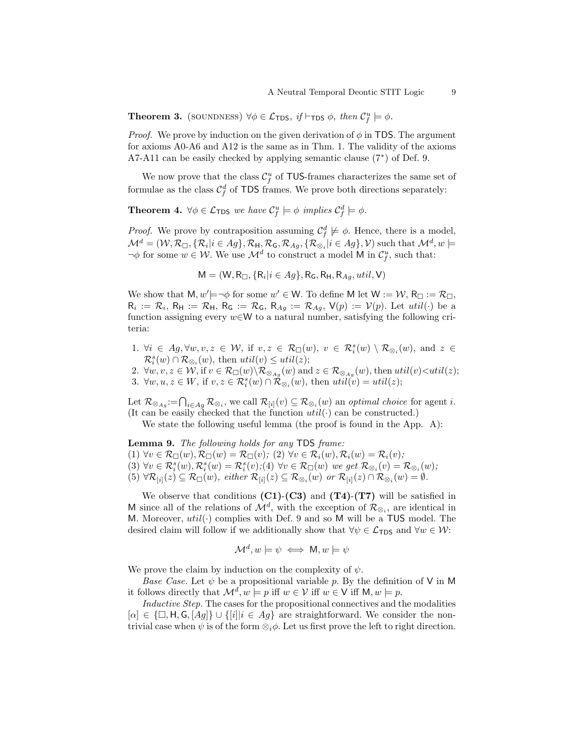**Theorem 3.** (SOUNDNESS) $\forall \phi \in \mathcal{L}_{\mathsf{TDS}}$*, if* $\vdash_{\mathsf{TDS}} \phi$*, then* $\mathcal{C}^u_f \models \phi$.

*Proof.* We prove by induction on the given derivation of $\phi$ in $\mathsf{TDS}$. The argument for axioms A0-A6 and A12 is the same as in Thm. 1. The validity of the axioms A7-A11 can be easily checked by applying semantic clause ($7^*$) of Def. 9.

We now prove that the class $\mathcal{C}^u_f$ of $\mathsf{TUS}$-frames characterizes the same set of formulae as the class $\mathcal{C}^d_f$ of $\mathsf{TDS}$ frames. We prove both directions separately:

**Theorem 4.** $\forall \phi \in \mathcal{L}_{\mathsf{TDS}}$ *we have* $\mathcal{C}^u_f \models \phi$ *implies* $\mathcal{C}^d_f \models \phi$.

*Proof.* We prove by contraposition assuming $\mathcal{C}^d_f \not\models \phi$. Hence, there is a model, $\mathcal{M}^d = (\mathcal{W}, \mathcal{R}_\Box, \{\mathcal{R}_i | i \in Ag\}, \mathcal{R}_\mathsf{H}, \mathcal{R}_\mathsf{G}, \mathcal{R}_{Ag}, \{\mathcal{R}_{\otimes_i} | i \in Ag\}, \mathcal{V})$ such that $\mathcal{M}^d, w \models \neg\phi$ for some $w \in \mathcal{W}$. We use $\mathcal{M}^d$ to construct a model $\mathsf{M}$ in $\mathcal{C}^u_f$, such that:

$$\mathsf{M} = (\mathsf{W}, \mathsf{R}_\Box, \{\mathsf{R}_i | i \in Ag\}, \mathsf{R}_\mathsf{G}, \mathsf{R}_\mathsf{H}, \mathsf{R}_{Ag}, util, \mathsf{V})$$

We show that $\mathsf{M}, w' \models \neg\phi$ for some $w' \in \mathsf{W}$. To define $\mathsf{M}$ let $\mathsf{W} := \mathcal{W}$, $\mathsf{R}_\Box := \mathcal{R}_\Box$, $\mathsf{R}_i := \mathcal{R}_i$, $\mathsf{R}_\mathsf{H} := \mathcal{R}_\mathsf{H}$, $\mathsf{R}_\mathsf{G} := \mathcal{R}_\mathsf{G}$, $\mathsf{R}_{Ag} := \mathcal{R}_{Ag}$, $\mathsf{V}(p) := \mathcal{V}(p)$. Let $util(\cdot)$ be a function assigning every $w \in \mathsf{W}$ to a natural number, satisfying the following criteria:

1. $\forall i \in Ag, \forall w, v, z \in \mathcal{W}$, if $v, z \in \mathcal{R}_\Box(w)$, $v \in \mathcal{R}^s_i(w) \setminus \mathcal{R}_{\otimes_i}(w)$, and $z \in \mathcal{R}^s_i(w) \cap \mathcal{R}_{\otimes_i}(w)$, then $util(v) \leq util(z)$;
2. $\forall w, v, z \in \mathcal{W}$, if $v \in \mathcal{R}_\Box(w) \setminus \mathcal{R}_{\otimes_{Ag}}(w)$ and $z \in \mathcal{R}_{\otimes_{Ag}}(w)$, then $util(v) < util(z)$;
3. $\forall w, u, z \in W$, if $v, z \in \mathcal{R}^s_i(w) \cap \mathcal{R}_{\otimes_i}(w)$, then $util(v) = util(z)$;

Let $\mathcal{R}_{\otimes_{Ag}} := \bigcap_{i \in Ag} \mathcal{R}_{\otimes_i}$, we call $\mathcal{R}_{[i]}(v) \subseteq \mathcal{R}_{\otimes_i}(w)$ an *optimal choice* for agent $i$. (It can be easily checked that the function $util(\cdot)$ can be constructed.)

We state the following useful lemma (the proof is found in the App. A):

**Lemma 9.** *The following holds for any* $\mathsf{TDS}$ *frame:*
(1) $\forall v \in \mathcal{R}_\Box(w), \mathcal{R}_\Box(w) = \mathcal{R}_\Box(v)$*;* (2) $\forall v \in \mathcal{R}_i(w), \mathcal{R}_i(w) = \mathcal{R}_i(v)$*;*
(3) $\forall v \in \mathcal{R}^s_i(w), \mathcal{R}^s_i(w) = \mathcal{R}^s_i(v)$*;*(4) $\forall v \in \mathcal{R}_\Box(w)$ *we get* $\mathcal{R}_{\otimes_i}(v) = \mathcal{R}_{\otimes_i}(w)$*;*
(5) $\forall \mathcal{R}_{[i]}(z) \subseteq \mathcal{R}_\Box(w)$*, either* $\mathcal{R}_{[i]}(z) \subseteq \mathcal{R}_{\otimes_i}(w)$ *or* $\mathcal{R}_{[i]}(z) \cap \mathcal{R}_{\otimes_i}(w) = \emptyset$*.*

We observe that conditions **(C1)-(C3)** and **(T4)-(T7)** will be satisfied in $\mathsf{M}$ since all of the relations of $\mathcal{M}^d$, with the exception of $\mathcal{R}_{\otimes_i}$, are identical in $\mathsf{M}$. Moreover, $util(\cdot)$ complies with Def. 9 and so $\mathsf{M}$ will be a $\mathsf{TUS}$ model. The desired claim will follow if we additionally show that $\forall \psi \in \mathcal{L}_{\mathsf{TDS}}$ and $\forall w \in \mathcal{W}$:

$$\mathcal{M}^d, w \models \psi \iff \mathsf{M}, w \models \psi$$

We prove the claim by induction on the complexity of $\psi$.

*Base Case.* Let $\psi$ be a propositional variable $p$. By the definition of $\mathsf{V}$ in $\mathsf{M}$ it follows directly that $\mathcal{M}^d, w \models p$ iff $w \in \mathcal{V}$ iff $w \in \mathsf{V}$ iff $\mathsf{M}, w \models p$.

*Inductive Step.* The cases for the propositional connectives and the modalities $[\alpha] \in \{\Box, \mathsf{H}, \mathsf{G}, [Ag]\} \cup \{[i] | i \in Ag\}$ are straightforward. We consider the non-trivial case when $\psi$ is of the form $\otimes_i \phi$. Let us first prove the left to right direction.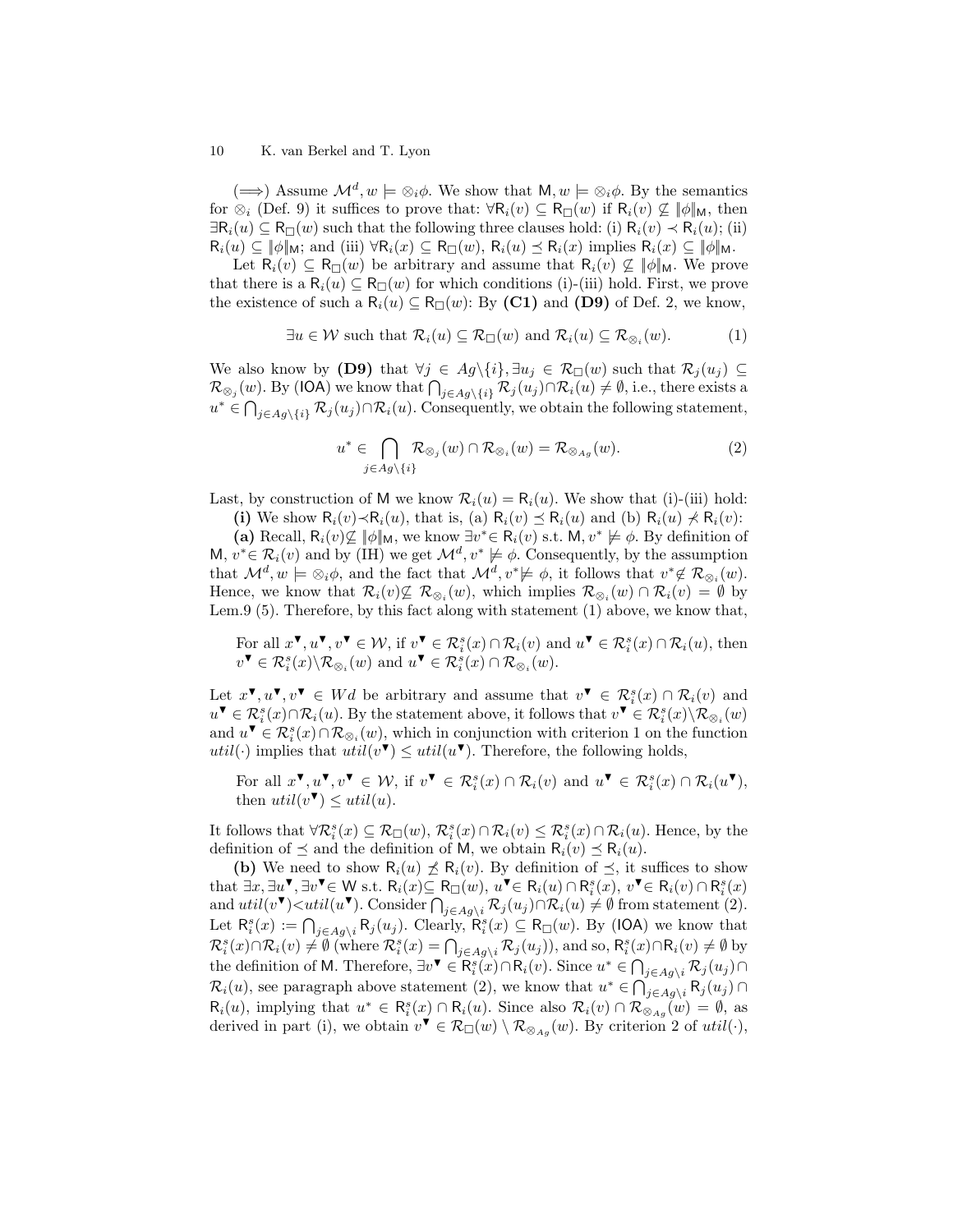(⟹) Assume $\mathcal{M}^d, w \models \otimes_i \phi$. We show that $\mathsf{M}, w \models \otimes_i \phi$. By the semantics for $\otimes_i$ (Def. 9) it suffices to prove that: $\forall \mathsf{R}_i(v) \subseteq \mathsf{R}_\Box(w)$ if $\mathsf{R}_i(v) \not\subseteq \|\phi\|_\mathsf{M}$, then $\exists \mathsf{R}_i(u) \subseteq \mathsf{R}_\Box(w)$ such that the following three clauses hold: (i) $\mathsf{R}_i(v) \prec \mathsf{R}_i(u)$; (ii) $\mathsf{R}_i(u) \subseteq \|\phi\|_\mathsf{M}$; and (iii) $\forall \mathsf{R}_i(x) \subseteq \mathsf{R}_\Box(w)$, $\mathsf{R}_i(u) \preceq \mathsf{R}_i(x)$ implies $\mathsf{R}_i(x) \subseteq \|\phi\|_\mathsf{M}$.

Let $\mathsf{R}_i(v) \subseteq \mathsf{R}_\Box(w)$ be arbitrary and assume that $\mathsf{R}_i(v) \not\subseteq \|\phi\|_\mathsf{M}$. We prove that there is a $\mathsf{R}_i(u) \subseteq \mathsf{R}_\Box(w)$ for which conditions (i)-(iii) hold. First, we prove the existence of such a $\mathsf{R}_i(u) \subseteq \mathsf{R}_\Box(w)$: By **(C1)** and **(D9)** of Def. 2, we know,

$$\exists u \in \mathcal{W} \text{ such that } \mathcal{R}_i(u) \subseteq \mathcal{R}_\Box(w) \text{ and } \mathcal{R}_i(u) \subseteq \mathcal{R}_{\otimes_i}(w). \tag{1}$$

We also know by **(D9)** that $\forall j \in Ag \backslash \{i\}, \exists u_j \in \mathcal{R}_\Box(w)$ such that $\mathcal{R}_j(u_j) \subseteq \mathcal{R}_{\otimes_j}(w)$. By (IOA) we know that $\bigcap_{j \in Ag \backslash \{i\}} \mathcal{R}_j(u_j) \cap \mathcal{R}_i(u) \neq \emptyset$, i.e., there exists a $u^* \in \bigcap_{j \in Ag \backslash \{i\}} \mathcal{R}_j(u_j) \cap \mathcal{R}_i(u)$. Consequently, we obtain the following statement,

$$u^* \in \bigcap_{j \in Ag \backslash \{i\}} \mathcal{R}_{\otimes_j}(w) \cap \mathcal{R}_{\otimes_i}(w) = \mathcal{R}_{\otimes_{Ag}}(w). \tag{2}$$

Last, by construction of $\mathsf{M}$ we know $\mathcal{R}_i(u) = \mathsf{R}_i(u)$. We show that (i)-(iii) hold:

**(i)** We show $\mathsf{R}_i(v) \prec \mathsf{R}_i(u)$, that is, (a) $\mathsf{R}_i(v) \preceq \mathsf{R}_i(u)$ and (b) $\mathsf{R}_i(u) \not\preceq \mathsf{R}_i(v)$:

**(a)** Recall, $\mathsf{R}_i(v) \not\subseteq \|\phi\|_\mathsf{M}$, we know $\exists v^* \in \mathsf{R}_i(v)$ s.t. $\mathsf{M}, v^* \not\models \phi$. By definition of $\mathsf{M}$, $v^* \in \mathcal{R}_i(v)$ and by (IH) we get $\mathcal{M}^d, v^* \not\models \phi$. Consequently, by the assumption that $\mathcal{M}^d, w \models \otimes_i \phi$, and the fact that $\mathcal{M}^d, v^* \not\models \phi$, it follows that $v^* \notin \mathcal{R}_{\otimes_i}(w)$. Hence, we know that $\mathcal{R}_i(v) \not\subseteq \mathcal{R}_{\otimes_i}(w)$, which implies $\mathcal{R}_{\otimes_i}(w) \cap \mathcal{R}_i(v) = \emptyset$ by Lem.9 (5). Therefore, by this fact along with statement (1) above, we know that,

For all $x^\blacktriangledown, u^\blacktriangledown, v^\blacktriangledown \in \mathcal{W}$, if $v^\blacktriangledown \in \mathcal{R}_i^s(x) \cap \mathcal{R}_i(v)$ and $u^\blacktriangledown \in \mathcal{R}_i^s(x) \cap \mathcal{R}_i(u)$, then $v^\blacktriangledown \in \mathcal{R}_i^s(x) \backslash \mathcal{R}_{\otimes_i}(w)$ and $u^\blacktriangledown \in \mathcal{R}_i^s(x) \cap \mathcal{R}_{\otimes_i}(w)$.

Let $x^\blacktriangledown, u^\blacktriangledown, v^\blacktriangledown \in Wd$ be arbitrary and assume that $v^\blacktriangledown \in \mathcal{R}_i^s(x) \cap \mathcal{R}_i(v)$ and $u^\blacktriangledown \in \mathcal{R}_i^s(x) \cap \mathcal{R}_i(u)$. By the statement above, it follows that $v^\blacktriangledown \in \mathcal{R}_i^s(x) \backslash \mathcal{R}_{\otimes_i}(w)$ and $u^\blacktriangledown \in \mathcal{R}_i^s(x) \cap \mathcal{R}_{\otimes_i}(w)$, which in conjunction with criterion 1 on the function $util(\cdot)$ implies that $util(v^\blacktriangledown) \leq util(u^\blacktriangledown)$. Therefore, the following holds,

For all $x^\blacktriangledown, u^\blacktriangledown, v^\blacktriangledown \in \mathcal{W}$, if $v^\blacktriangledown \in \mathcal{R}_i^s(x) \cap \mathcal{R}_i(v)$ and $u^\blacktriangledown \in \mathcal{R}_i^s(x) \cap \mathcal{R}_i(u^\blacktriangledown)$, then $util(v^\blacktriangledown) \leq util(u)$.

It follows that $\forall \mathcal{R}_i^s(x) \subseteq \mathcal{R}_\Box(w)$, $\mathcal{R}_i^s(x) \cap \mathcal{R}_i(v) \leq \mathcal{R}_i^s(x) \cap \mathcal{R}_i(u)$. Hence, by the definition of $\preceq$ and the definition of $\mathsf{M}$, we obtain $\mathsf{R}_i(v) \preceq \mathsf{R}_i(u)$.

**(b)** We need to show $\mathsf{R}_i(u) \not\preceq \mathsf{R}_i(v)$. By definition of $\preceq$, it suffices to show that $\exists x, \exists u^\blacktriangledown, \exists v^\blacktriangledown \in \mathsf{W}$ s.t. $\mathsf{R}_i(x) \subseteq \mathsf{R}_\Box(w)$, $u^\blacktriangledown \in \mathsf{R}_i(u) \cap \mathsf{R}_i^s(x)$, $v^\blacktriangledown \in \mathsf{R}_i(v) \cap \mathsf{R}_i^s(x)$ and $util(v^\blacktriangledown) < util(u^\blacktriangledown)$. Consider $\bigcap_{j \in Ag \backslash i} \mathcal{R}_j(u_j) \cap \mathcal{R}_i(u) \neq \emptyset$ from statement (2). Let $\mathsf{R}_i^s(x) := \bigcap_{j \in Ag \backslash i} \mathsf{R}_j(u_j)$. Clearly, $\mathsf{R}_i^s(x) \subseteq \mathsf{R}_\Box(w)$. By (IOA) we know that $\mathcal{R}_i^s(x) \cap \mathcal{R}_i(v) \neq \emptyset$ (where $\mathcal{R}_i^s(x) = \bigcap_{j \in Ag \backslash i} \mathcal{R}_j(u_j)$), and so, $\mathsf{R}_i^s(x) \cap \mathsf{R}_i(v) \neq \emptyset$ by the definition of $\mathsf{M}$. Therefore, $\exists v^\blacktriangledown \in \mathsf{R}_i^s(x) \cap \mathsf{R}_i(v)$. Since $u^* \in \bigcap_{j \in Ag \backslash i} \mathcal{R}_j(u_j) \cap \mathcal{R}_i(u)$, see paragraph above statement (2), we know that $u^* \in \bigcap_{j \in Ag \backslash i} \mathsf{R}_j(u_j) \cap \mathsf{R}_i(u)$, implying that $u^* \in \mathsf{R}_i^s(x) \cap \mathsf{R}_i(u)$. Since also $\mathcal{R}_i(v) \cap \mathcal{R}_{\otimes_{Ag}}(w) = \emptyset$, as derived in part (i), we obtain $v^\blacktriangledown \in \mathcal{R}_\Box(w) \setminus \mathcal{R}_{\otimes_{Ag}}(w)$. By criterion 2 of $util(\cdot)$,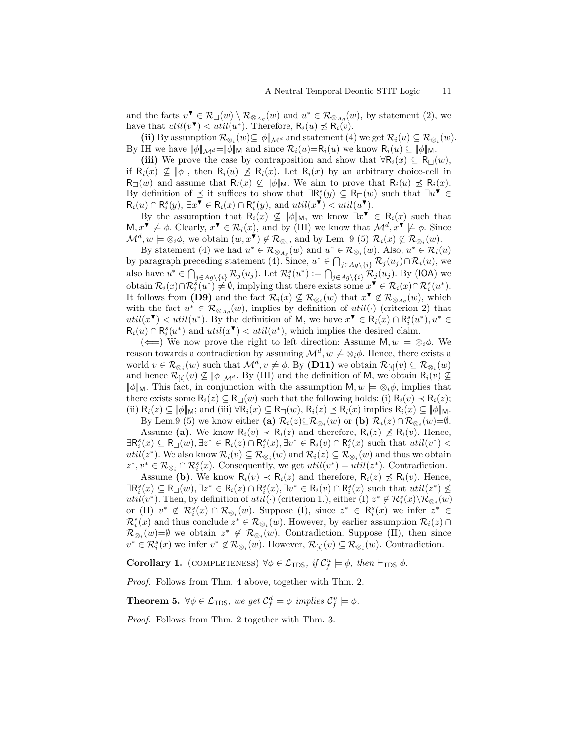and the facts $v^\blacktriangledown \in \mathcal{R}_{\Box}(w) \setminus \mathcal{R}_{\otimes_{Ag}}(w)$ and $u^* \in \mathcal{R}_{\otimes_{Ag}}(w)$, by statement (2), we have that $util(v^\blacktriangledown) < util(u^*)$. Therefore, $\mathsf{R}_i(u) \not\preceq \mathsf{R}_i(v)$.

**(ii)** By assumption $\mathcal{R}_{\otimes_i}(w) \subseteq \|\phi\|_{\mathcal{M}^d}$ and statement (4) we get $\mathcal{R}_i(u) \subseteq \mathcal{R}_{\otimes_i}(w)$. By IH we have $\|\phi\|_{\mathcal{M}^d} = \|\phi\|_{\mathsf{M}}$ and since $\mathcal{R}_i(u) = \mathsf{R}_i(u)$ we know $\mathsf{R}_i(u) \subseteq \|\phi\|_{\mathsf{M}}$.

**(iii)** We prove the case by contraposition and show that $\forall \mathsf{R}_i(x) \subseteq \mathsf{R}_{\Box}(w)$, if $\mathsf{R}_i(x) \not\subseteq \|\phi\|$, then $\mathsf{R}_i(u) \not\preceq \mathsf{R}_i(x)$. Let $\mathsf{R}_i(x)$ by an arbitrary choice-cell in $\mathsf{R}_{\Box}(w)$ and assume that $\mathsf{R}_i(x) \not\subseteq \|\phi\|_{\mathsf{M}}$. We aim to prove that $\mathsf{R}_i(u) \not\preceq \mathsf{R}_i(x)$. By definition of $\preceq$ it suffices to show that $\exists \mathsf{R}^s_i(y) \subseteq \mathsf{R}_{\Box}(w)$ such that $\exists u^\blacktriangledown \in \mathsf{R}_i(u) \cap \mathsf{R}^s_i(y)$, $\exists x^\blacktriangledown \in \mathsf{R}_i(x) \cap \mathsf{R}^s_i(y)$, and $util(x^\blacktriangledown) < util(u^\blacktriangledown)$.

By the assumption that $\mathsf{R}_i(x) \not\subseteq \|\phi\|_{\mathsf{M}}$, we know $\exists x^\blacktriangledown \in \mathsf{R}_i(x)$ such that $\mathsf{M}, x^\blacktriangledown \not\models \phi$. Clearly, $x^\blacktriangledown \in \mathcal{R}_i(x)$, and by (IH) we know that $\mathcal{M}^d, x^\blacktriangledown \not\models \phi$. Since $\mathcal{M}^d, w \models \otimes_i\phi$, we obtain $(w, x^\blacktriangledown) \notin \mathcal{R}_{\otimes_i}$, and by Lem. 9 (5) $\mathcal{R}_i(x) \not\subseteq \mathcal{R}_{\otimes_i}(w)$.

By statement (4) we had $u^* \in \mathcal{R}_{\otimes_{Ag}}(w)$ and $u^* \in \mathcal{R}_{\otimes_i}(w)$. Also, $u^* \in \mathcal{R}_i(u)$ by paragraph preceding statement (4). Since, $u^* \in \bigcap_{j \in Ag \setminus \{i\}} \mathcal{R}_j(u_j) \cap \mathcal{R}_i(u)$, we also have $u^* \in \bigcap_{j \in Ag \setminus \{i\}} \mathcal{R}_j(u_j)$. Let $\mathcal{R}^s_i(u^*) := \bigcap_{j \in Ag \setminus \{i\}} \mathcal{R}_j(u_j)$. By (IOA) we obtain $\mathcal{R}_i(x) \cap \mathcal{R}^s_i(u^*) \neq \emptyset$, implying that there exists some $x^\blacktriangledown \in \mathcal{R}_i(x) \cap \mathcal{R}^s_i(u^*)$. It follows from **(D9)** and the fact $\mathcal{R}_i(x) \not\subseteq \mathcal{R}_{\otimes_i}(w)$ that $x^\blacktriangledown \notin \mathcal{R}_{\otimes_{Ag}}(w)$, which with the fact $u^* \in \mathcal{R}_{\otimes_{Ag}}(w)$, implies by definition of $util(\cdot)$ (criterion 2) that $util(x^\blacktriangledown) < util(u^*)$. By the definition of $\mathsf{M}$, we have $x^\blacktriangledown \in \mathsf{R}_i(x) \cap \mathsf{R}^s_i(u^*)$, $u^* \in \mathsf{R}_i(u) \cap \mathsf{R}^s_i(u^*)$ and $util(x^\blacktriangledown) < util(u^*)$, which implies the desired claim.

($\Longleftarrow$) We now prove the right to left direction: Assume $\mathsf{M}, w \models \otimes_i\phi$. We reason towards a contradiction by assuming $\mathcal{M}^d, w \not\models \otimes_i\phi$. Hence, there exists a world $v \in \mathcal{R}_{\otimes_i}(w)$ such that $\mathcal{M}^d, v \not\models \phi$. By **(D11)** we obtain $\mathcal{R}_{[i]}(v) \subseteq \mathcal{R}_{\otimes_i}(w)$ and hence $\mathcal{R}_{[i]}(v) \not\subseteq \|\phi\|_{\mathcal{M}^d}$. By (IH) and the definition of $\mathsf{M}$, we obtain $\mathsf{R}_i(v) \not\subseteq \|\phi\|_{\mathsf{M}}$. This fact, in conjunction with the assumption $\mathsf{M}, w \models \otimes_i\phi$, implies that there exists some $\mathsf{R}_i(z) \subseteq \mathsf{R}_{\Box}(w)$ such that the following holds: (i) $\mathsf{R}_i(v) \prec \mathsf{R}_i(z)$; (ii) $\mathsf{R}_i(z) \subseteq \|\phi\|_{\mathsf{M}}$; and (iii) $\forall \mathsf{R}_i(x) \subseteq \mathsf{R}_{\Box}(w)$, $\mathsf{R}_i(z) \preceq \mathsf{R}_i(x)$ implies $\mathsf{R}_i(x) \subseteq \|\phi\|_{\mathsf{M}}$.

By Lem.9 (5) we know either **(a)** $\mathcal{R}_i(z) \subseteq \mathcal{R}_{\otimes_i}(w)$ or **(b)** $\mathcal{R}_i(z) \cap \mathcal{R}_{\otimes_i}(w) = \emptyset$.

Assume **(a)**. We know $\mathsf{R}_i(v) \prec \mathsf{R}_i(z)$ and therefore, $\mathsf{R}_i(z) \not\preceq \mathsf{R}_i(v)$. Hence, $\exists \mathsf{R}^s_i(x) \subseteq \mathsf{R}_{\Box}(w), \exists z^* \in \mathsf{R}_i(z) \cap \mathsf{R}^s_i(x), \exists v^* \in \mathsf{R}_i(v) \cap \mathsf{R}^s_i(x)$ such that $util(v^*) < util(z^*)$. We also know $\mathcal{R}_i(v) \subseteq \mathcal{R}_{\otimes_i}(w)$ and $\mathcal{R}_i(z) \subseteq \mathcal{R}_{\otimes_i}(w)$ and thus we obtain $z^*, v^* \in \mathcal{R}_{\otimes_i} \cap \mathcal{R}^s_i(x)$. Consequently, we get $util(v^*) = util(z^*)$. Contradiction.

Assume **(b)**. We know $\mathsf{R}_i(v) \prec \mathsf{R}_i(z)$ and therefore, $\mathsf{R}_i(z) \not\preceq \mathsf{R}_i(v)$. Hence, $\exists \mathsf{R}^s_i(x) \subseteq \mathsf{R}_{\Box}(w), \exists z^* \in \mathsf{R}_i(z) \cap \mathsf{R}^s_i(x), \exists v^* \in \mathsf{R}_i(v) \cap \mathsf{R}^s_i(x)$ such that $util(z^*) \not\leq util(v^*)$. Then, by definition of $util(\cdot)$ (criterion 1.), either (I) $z^* \notin \mathcal{R}^s_i(x) \setminus \mathcal{R}_{\otimes_i}(w)$ or (II) $v^* \notin \mathcal{R}^s_i(x) \cap \mathcal{R}_{\otimes_i}(w)$. Suppose (I), since $z^* \in \mathsf{R}^s_i(x)$ we infer $z^* \in \mathcal{R}^s_i(x)$ and thus conclude $z^* \in \mathcal{R}_{\otimes_i}(w)$. However, by earlier assumption $\mathcal{R}_i(z) \cap \mathcal{R}_{\otimes_i}(w) = \emptyset$ we obtain $z^* \notin \mathcal{R}_{\otimes_i}(w)$. Contradiction. Suppose (II), then since $v^* \in \mathcal{R}^s_i(x)$ we infer $v^* \notin \mathcal{R}_{\otimes_i}(w)$. However, $\mathcal{R}_{[i]}(v) \subseteq \mathcal{R}_{\otimes_i}(w)$. Contradiction.

**Corollary 1.** (COMPLETENESS) *$\forall \phi \in \mathcal{L}_{\mathsf{TDS}}$, if $\mathcal{C}^u_f \models \phi$, then $\vdash_{\mathsf{TDS}} \phi$.*

*Proof.* Follows from Thm. 4 above, together with Thm. 2.

**Theorem 5.** *$\forall \phi \in \mathcal{L}_{\mathsf{TDS}}$, we get $\mathcal{C}^d_f \models \phi$ implies $\mathcal{C}^u_f \models \phi$.*

*Proof.* Follows from Thm. 2 together with Thm. 3.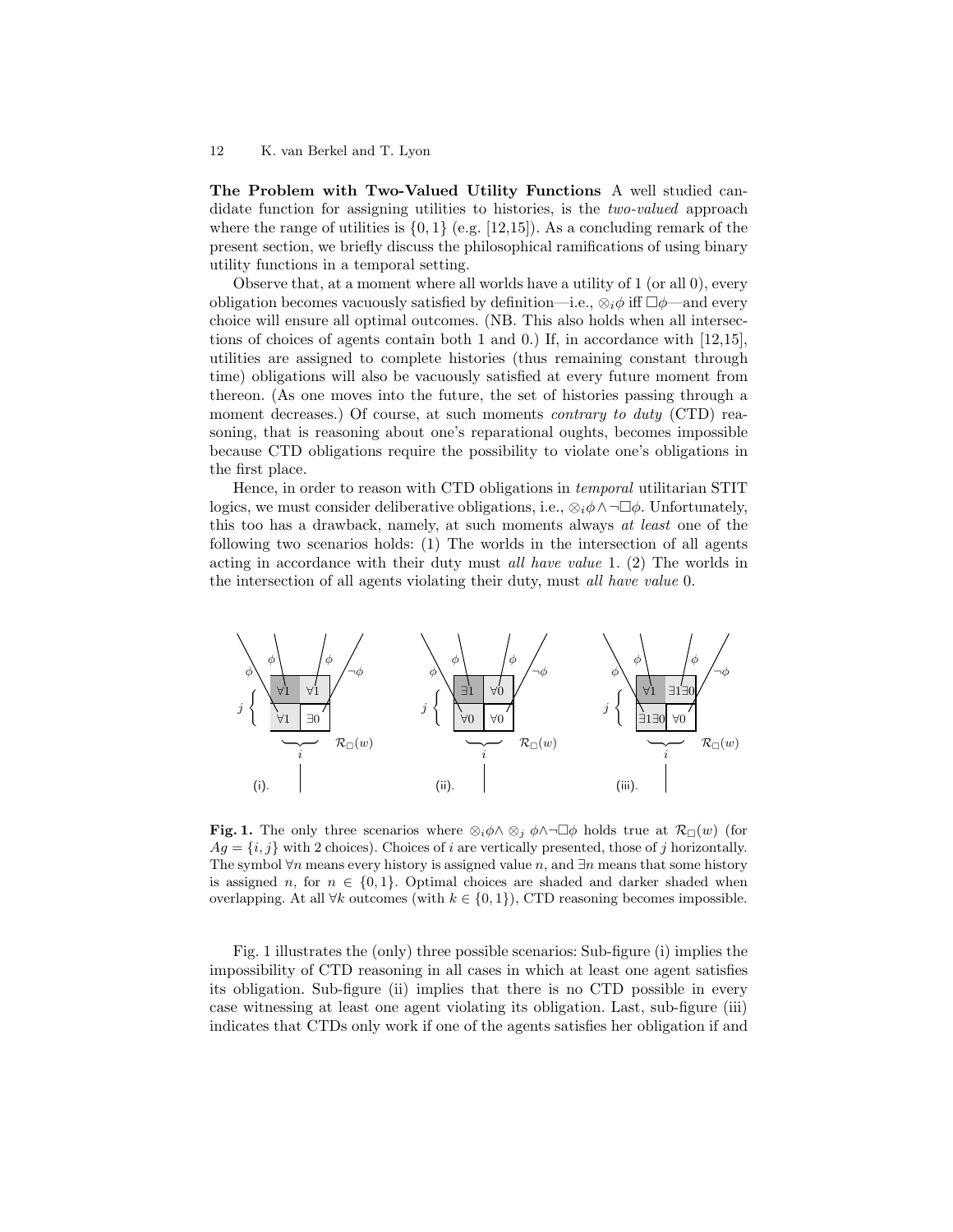**The Problem with Two-Valued Utility Functions** A well studied candidate function for assigning utilities to histories, is the *two-valued* approach where the range of utilities is $\{0, 1\}$ (e.g. [12,15]). As a concluding remark of the present section, we briefly discuss the philosophical ramifications of using binary utility functions in a temporal setting.

Observe that, at a moment where all worlds have a utility of 1 (or all 0), every obligation becomes vacuously satisfied by definition—i.e., $\otimes_i \phi$ iff $\Box\phi$—and every choice will ensure all optimal outcomes. (NB. This also holds when all intersections of choices of agents contain both 1 and 0.) If, in accordance with [12,15], utilities are assigned to complete histories (thus remaining constant through time) obligations will also be vacuously satisfied at every future moment from thereon. (As one moves into the future, the set of histories passing through a moment decreases.) Of course, at such moments *contrary to duty* (CTD) reasoning, that is reasoning about one's reparational oughts, becomes impossible because CTD obligations require the possibility to violate one's obligations in the first place.

Hence, in order to reason with CTD obligations in *temporal* utilitarian STIT logics, we must consider deliberative obligations, i.e., $\otimes_i \phi \land \neg\Box\phi$. Unfortunately, this too has a drawback, namely, at such moments always *at least* one of the following two scenarios holds: (1) The worlds in the intersection of all agents acting in accordance with their duty must *all have value* 1. (2) The worlds in the intersection of all agents violating their duty, must *all have value* 0.

**Fig. 1.** The only three scenarios where $\otimes_i \phi \land \otimes_j \phi \land \neg\Box\phi$ holds true at $\mathcal{R}_\Box(w)$ (for $Ag = \{i, j\}$ with 2 choices). Choices of $i$ are vertically presented, those of $j$ horizontally. The symbol $\forall n$ means every history is assigned value $n$, and $\exists n$ means that some history is assigned $n$, for $n \in \{0, 1\}$. Optimal choices are shaded and darker shaded when overlapping. At all $\forall k$ outcomes (with $k \in \{0, 1\}$), CTD reasoning becomes impossible.

Fig. 1 illustrates the (only) three possible scenarios: Sub-figure (i) implies the impossibility of CTD reasoning in all cases in which at least one agent satisfies its obligation. Sub-figure (ii) implies that there is no CTD possible in every case witnessing at least one agent violating its obligation. Last, sub-figure (iii) indicates that CTDs only work if one of the agents satisfies her obligation if and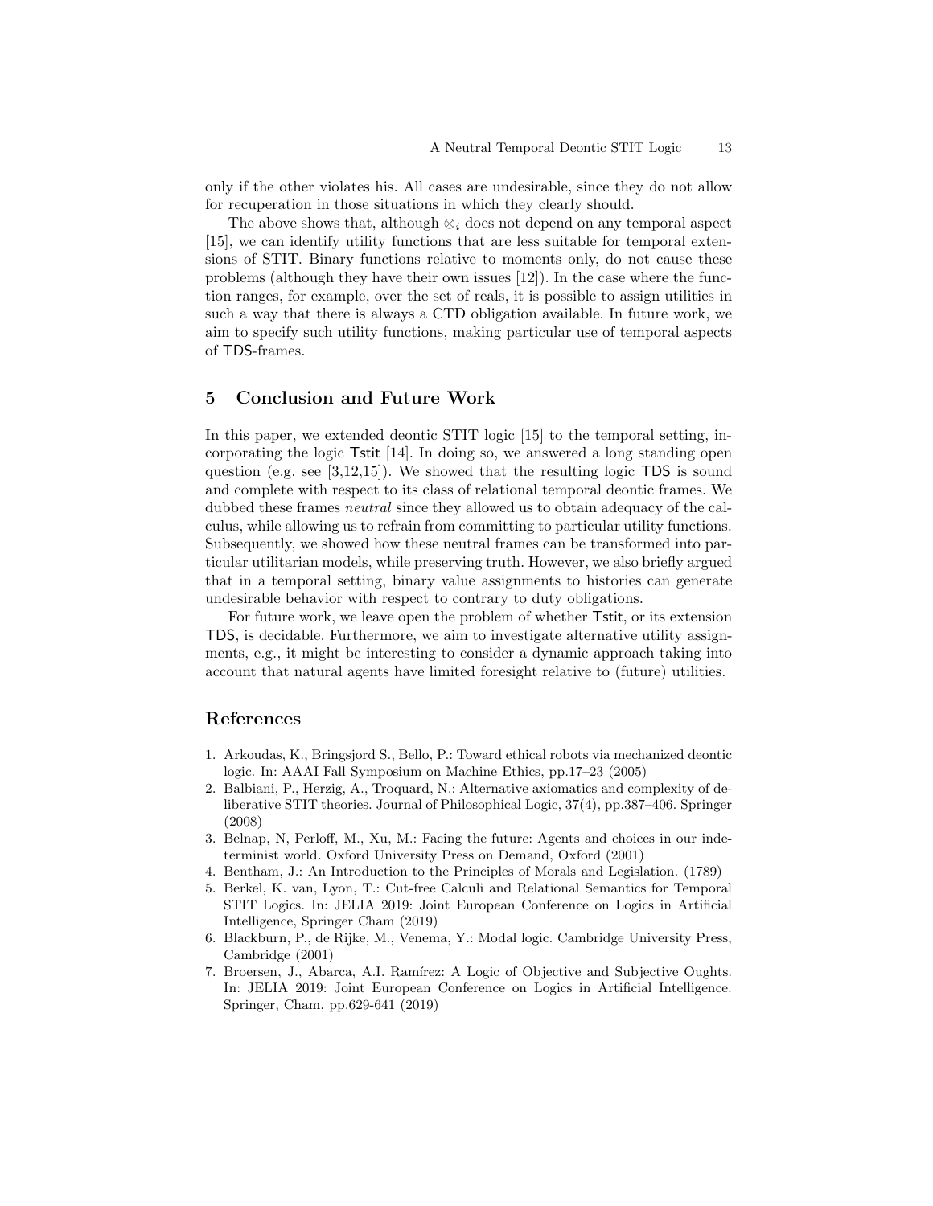only if the other violates his. All cases are undesirable, since they do not allow for recuperation in those situations in which they clearly should.

The above shows that, although $\otimes_i$ does not depend on any temporal aspect [15], we can identify utility functions that are less suitable for temporal extensions of STIT. Binary functions relative to moments only, do not cause these problems (although they have their own issues [12]). In the case where the function ranges, for example, over the set of reals, it is possible to assign utilities in such a way that there is always a CTD obligation available. In future work, we aim to specify such utility functions, making particular use of temporal aspects of TDS-frames.

## 5 Conclusion and Future Work

In this paper, we extended deontic STIT logic [15] to the temporal setting, incorporating the logic Tstit [14]. In doing so, we answered a long standing open question (e.g. see [3,12,15]). We showed that the resulting logic TDS is sound and complete with respect to its class of relational temporal deontic frames. We dubbed these frames *neutral* since they allowed us to obtain adequacy of the calculus, while allowing us to refrain from committing to particular utility functions. Subsequently, we showed how these neutral frames can be transformed into particular utilitarian models, while preserving truth. However, we also briefly argued that in a temporal setting, binary value assignments to histories can generate undesirable behavior with respect to contrary to duty obligations.

For future work, we leave open the problem of whether Tstit, or its extension TDS, is decidable. Furthermore, we aim to investigate alternative utility assignments, e.g., it might be interesting to consider a dynamic approach taking into account that natural agents have limited foresight relative to (future) utilities.

## References

1. Arkoudas, K., Bringsjord S., Bello, P.: Toward ethical robots via mechanized deontic logic. In: AAAI Fall Symposium on Machine Ethics, pp.17–23 (2005)
2. Balbiani, P., Herzig, A., Troquard, N.: Alternative axiomatics and complexity of deliberative STIT theories. Journal of Philosophical Logic, 37(4), pp.387–406. Springer (2008)
3. Belnap, N, Perloff, M., Xu, M.: Facing the future: Agents and choices in our indeterminist world. Oxford University Press on Demand, Oxford (2001)
4. Bentham, J.: An Introduction to the Principles of Morals and Legislation. (1789)
5. Berkel, K. van, Lyon, T.: Cut-free Calculi and Relational Semantics for Temporal STIT Logics. In: JELIA 2019: Joint European Conference on Logics in Artificial Intelligence, Springer Cham (2019)
6. Blackburn, P., de Rijke, M., Venema, Y.: Modal logic. Cambridge University Press, Cambridge (2001)
7. Broersen, J., Abarca, A.I. Ramírez: A Logic of Objective and Subjective Oughts. In: JELIA 2019: Joint European Conference on Logics in Artificial Intelligence. Springer, Cham, pp.629-641 (2019)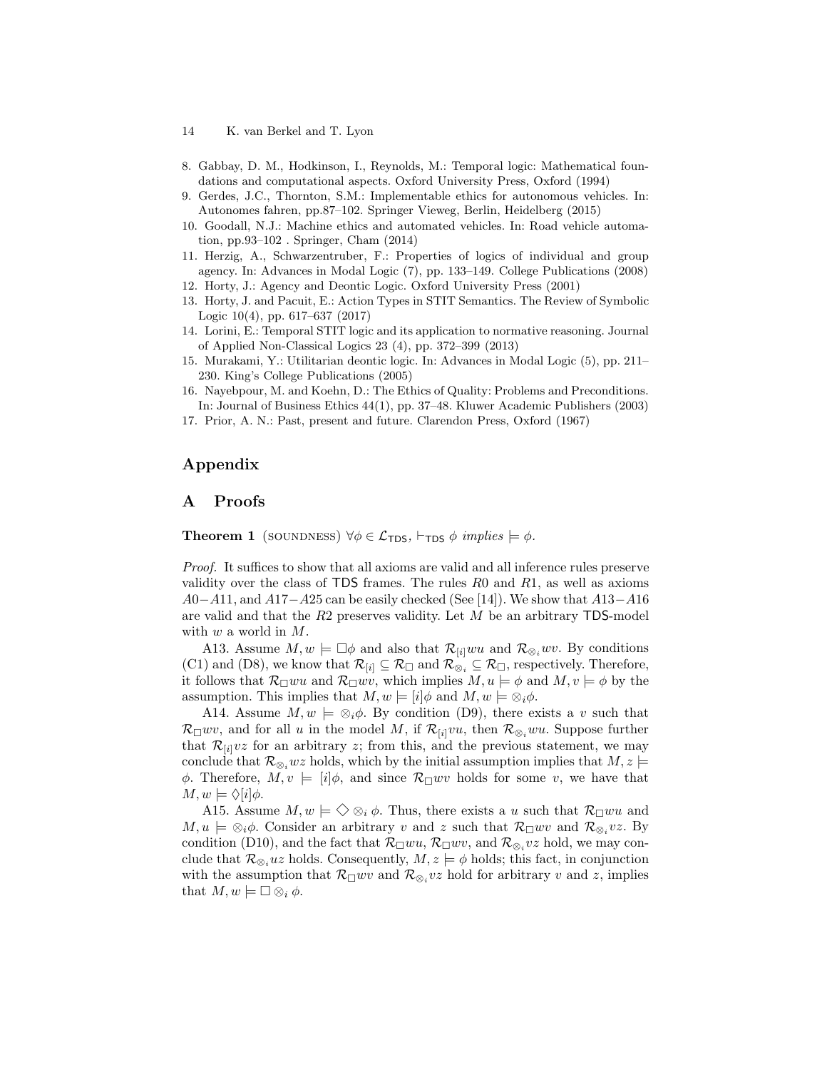8. Gabbay, D. M., Hodkinson, I., Reynolds, M.: Temporal logic: Mathematical foundations and computational aspects. Oxford University Press, Oxford (1994)
9. Gerdes, J.C., Thornton, S.M.: Implementable ethics for autonomous vehicles. In: Autonomes fahren, pp.87–102. Springer Vieweg, Berlin, Heidelberg (2015)
10. Goodall, N.J.: Machine ethics and automated vehicles. In: Road vehicle automation, pp.93–102 . Springer, Cham (2014)
11. Herzig, A., Schwarzentruber, F.: Properties of logics of individual and group agency. In: Advances in Modal Logic (7), pp. 133–149. College Publications (2008)
12. Horty, J.: Agency and Deontic Logic. Oxford University Press (2001)
13. Horty, J. and Pacuit, E.: Action Types in STIT Semantics. The Review of Symbolic Logic 10(4), pp. 617–637 (2017)
14. Lorini, E.: Temporal STIT logic and its application to normative reasoning. Journal of Applied Non-Classical Logics 23 (4), pp. 372–399 (2013)
15. Murakami, Y.: Utilitarian deontic logic. In: Advances in Modal Logic (5), pp. 211–230. King's College Publications (2005)
16. Nayebpour, M. and Koehn, D.: The Ethics of Quality: Problems and Preconditions. In: Journal of Business Ethics 44(1), pp. 37–48. Kluwer Academic Publishers (2003)
17. Prior, A. N.: Past, present and future. Clarendon Press, Oxford (1967)

# Appendix

## A Proofs

**Theorem 1** (soundness) $\forall \phi \in \mathcal{L}_{\mathsf{TDS}}$, $\vdash_{\mathsf{TDS}} \phi$ *implies* $\models \phi$.

*Proof.* It suffices to show that all axioms are valid and all inference rules preserve validity over the class of $\mathsf{TDS}$ frames. The rules $R0$ and $R1$, as well as axioms $A0-A11$, and $A17-A25$ can be easily checked (See [14]). We show that $A13-A16$ are valid and that the $R2$ preserves validity. Let $M$ be an arbitrary $\mathsf{TDS}$-model with $w$ a world in $M$.

A13. Assume $M, w \models \Box\phi$ and also that $\mathcal{R}_{[i]}wu$ and $\mathcal{R}_{\otimes_i}wv$. By conditions (C1) and (D8), we know that $\mathcal{R}_{[i]} \subseteq \mathcal{R}_{\Box}$ and $\mathcal{R}_{\otimes_i} \subseteq \mathcal{R}_{\Box}$, respectively. Therefore, it follows that $\mathcal{R}_{\Box}wu$ and $\mathcal{R}_{\Box}wv$, which implies $M, u \models \phi$ and $M, v \models \phi$ by the assumption. This implies that $M, w \models [i]\phi$ and $M, w \models \otimes_i\phi$.

A14. Assume $M, w \models \otimes_i\phi$. By condition (D9), there exists a $v$ such that $\mathcal{R}_{\Box}wv$, and for all $u$ in the model $M$, if $\mathcal{R}_{[i]}vu$, then $\mathcal{R}_{\otimes_i}wu$. Suppose further that $\mathcal{R}_{[i]}vz$ for an arbitrary $z$; from this, and the previous statement, we may conclude that $\mathcal{R}_{\otimes_i}wz$ holds, which by the initial assumption implies that $M, z \models \phi$. Therefore, $M, v \models [i]\phi$, and since $\mathcal{R}_{\Box}wv$ holds for some $v$, we have that $M, w \models \Diamond[i]\phi$.

A15. Assume $M, w \models \Diamond \otimes_i \phi$. Thus, there exists a $u$ such that $\mathcal{R}_{\Box}wu$ and $M, u \models \otimes_i\phi$. Consider an arbitrary $v$ and $z$ such that $\mathcal{R}_{\Box}wv$ and $\mathcal{R}_{\otimes_i}vz$. By condition (D10), and the fact that $\mathcal{R}_{\Box}wu$, $\mathcal{R}_{\Box}wv$, and $\mathcal{R}_{\otimes_i}vz$ hold, we may conclude that $\mathcal{R}_{\otimes_i}uz$ holds. Consequently, $M, z \models \phi$ holds; this fact, in conjunction with the assumption that $\mathcal{R}_{\Box}wv$ and $\mathcal{R}_{\otimes_i}vz$ hold for arbitrary $v$ and $z$, implies that $M, w \models \Box \otimes_i \phi$.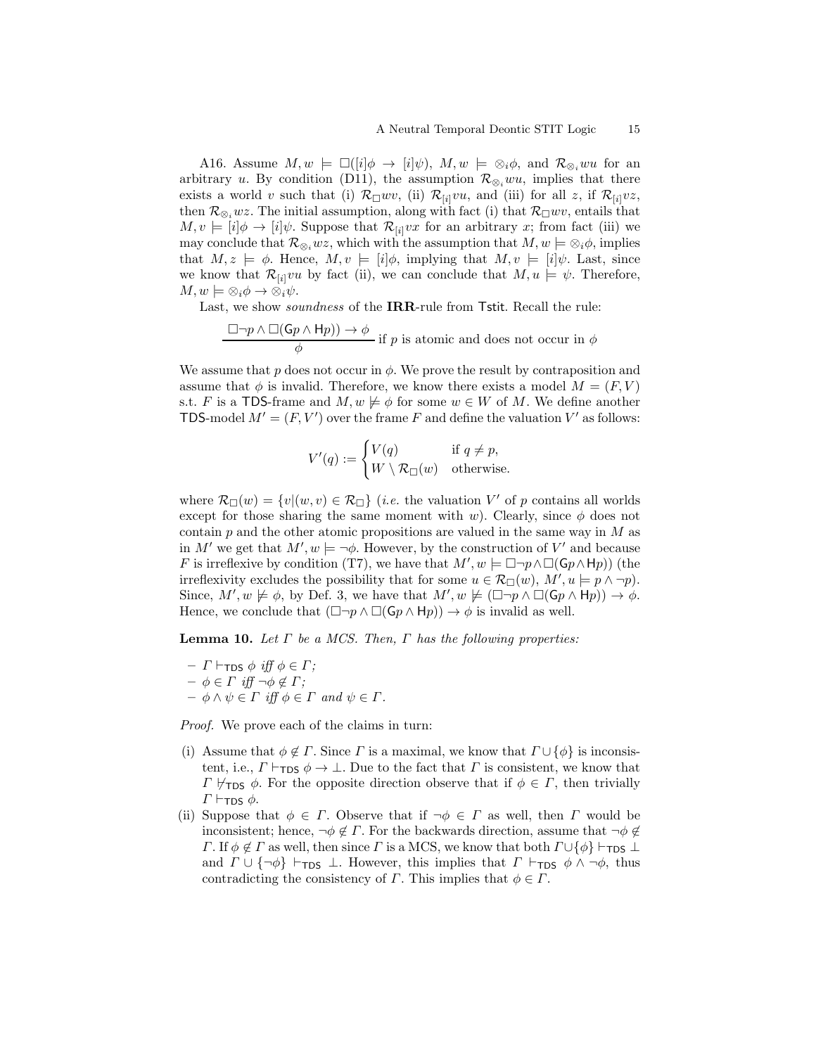A16. Assume $M, w \models \Box([i]\phi \to [i]\psi)$, $M, w \models \otimes_i \phi$, and $\mathcal{R}_{\otimes_i} wu$ for an arbitrary $u$. By condition (D11), the assumption $\mathcal{R}_{\otimes_i} wu$, implies that there exists a world $v$ such that (i) $\mathcal{R}_{\Box} wv$, (ii) $\mathcal{R}_{[i]} vu$, and (iii) for all $z$, if $\mathcal{R}_{[i]} vz$, then $\mathcal{R}_{\otimes_i} wz$. The initial assumption, along with fact (i) that $\mathcal{R}_{\Box} wv$, entails that $M, v \models [i]\phi \to [i]\psi$. Suppose that $\mathcal{R}_{[i]} vx$ for an arbitrary $x$; from fact (iii) we may conclude that $\mathcal{R}_{\otimes_i} wz$, which with the assumption that $M, w \models \otimes_i \phi$, implies that $M, z \models \phi$. Hence, $M, v \models [i]\phi$, implying that $M, v \models [i]\psi$. Last, since we know that $\mathcal{R}_{[i]} vu$ by fact (ii), we can conclude that $M, u \models \psi$. Therefore, $M, w \models \otimes_i \phi \to \otimes_i \psi$.

Last, we show *soundness* of the **IRR**-rule from $\mathsf{Tstit}$. Recall the rule:

$$\frac{\Box\neg p \wedge \Box(\mathsf{G}p \wedge \mathsf{H}p)) \to \phi}{\phi} \text{ if } p \text{ is atomic and does not occur in } \phi$$

We assume that $p$ does not occur in $\phi$. We prove the result by contraposition and assume that $\phi$ is invalid. Therefore, we know there exists a model $M = (F, V)$ s.t. $F$ is a $\mathsf{TDS}$-frame and $M, w \not\models \phi$ for some $w \in W$ of $M$. We define another $\mathsf{TDS}$-model $M' = (F, V')$ over the frame $F$ and define the valuation $V'$ as follows:

$$V'(q) := \begin{cases} V(q) & \text{if } q \neq p, \\ W \setminus \mathcal{R}_{\Box}(w) & \text{otherwise.} \end{cases}$$

where $\mathcal{R}_{\Box}(w) = \{v | (w, v) \in \mathcal{R}_{\Box}\}$ (*i.e.* the valuation $V'$ of $p$ contains all worlds except for those sharing the same moment with $w$). Clearly, since $\phi$ does not contain $p$ and the other atomic propositions are valued in the same way in $M$ as in $M'$ we get that $M', w \models \neg\phi$. However, by the construction of $V'$ and because $F$ is irreflexive by condition (T7), we have that $M', w \models \Box\neg p \wedge \Box(\mathsf{G}p \wedge \mathsf{H}p))$ (the irreflexivity excludes the possibility that for some $u \in \mathcal{R}_{\Box}(w)$, $M', u \models p \wedge \neg p$). Since, $M', w \not\models \phi$, by Def. 3, we have that $M', w \not\models (\Box\neg p \wedge \Box(\mathsf{G}p \wedge \mathsf{H}p)) \to \phi$. Hence, we conclude that $(\Box\neg p \wedge \Box(\mathsf{G}p \wedge \mathsf{H}p)) \to \phi$ is invalid as well.

**Lemma 10.** *Let $\Gamma$ be a MCS. Then, $\Gamma$ has the following properties:*

- *$\Gamma \vdash_{\mathsf{TDS}} \phi$ iff $\phi \in \Gamma$;*
- *$\phi \in \Gamma$ iff $\neg\phi \notin \Gamma$;*
- *$\phi \wedge \psi \in \Gamma$ iff $\phi \in \Gamma$ and $\psi \in \Gamma$.*

*Proof.* We prove each of the claims in turn:

(i) Assume that $\phi \notin \Gamma$. Since $\Gamma$ is a maximal, we know that $\Gamma \cup \{\phi\}$ is inconsistent, i.e., $\Gamma \vdash_{\mathsf{TDS}} \phi \to \bot$. Due to the fact that $\Gamma$ is consistent, we know that $\Gamma \not\vdash_{\mathsf{TDS}} \phi$. For the opposite direction observe that if $\phi \in \Gamma$, then trivially $\Gamma \vdash_{\mathsf{TDS}} \phi$.

(ii) Suppose that $\phi \in \Gamma$. Observe that if $\neg\phi \in \Gamma$ as well, then $\Gamma$ would be inconsistent; hence, $\neg\phi \notin \Gamma$. For the backwards direction, assume that $\neg\phi \notin \Gamma$. If $\phi \notin \Gamma$ as well, then since $\Gamma$ is a MCS, we know that both $\Gamma \cup \{\phi\} \vdash_{\mathsf{TDS}} \bot$ and $\Gamma \cup \{\neg\phi\} \vdash_{\mathsf{TDS}} \bot$. However, this implies that $\Gamma \vdash_{\mathsf{TDS}} \phi \wedge \neg\phi$, thus contradicting the consistency of $\Gamma$. This implies that $\phi \in \Gamma$.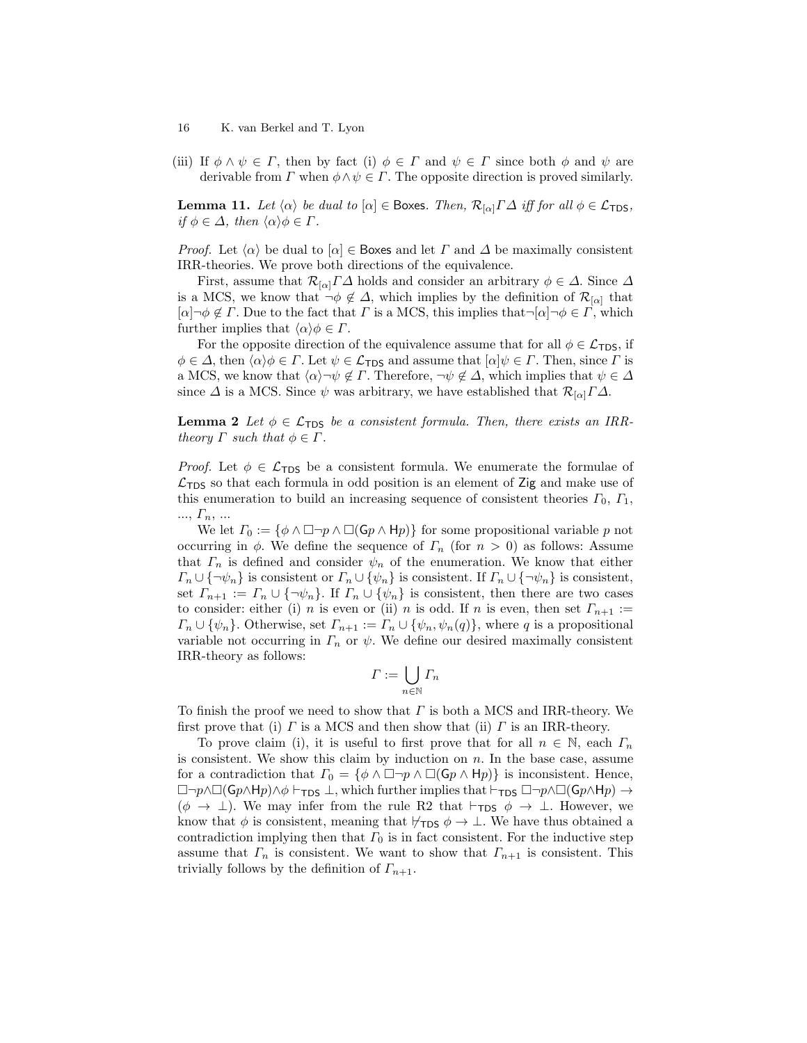(iii) If $\phi \wedge \psi \in \Gamma$, then by fact (i) $\phi \in \Gamma$ and $\psi \in \Gamma$ since both $\phi$ and $\psi$ are derivable from $\Gamma$ when $\phi \wedge \psi \in \Gamma$. The opposite direction is proved similarly.

**Lemma 11.** *Let $\langle \alpha \rangle$ be dual to $[\alpha] \in \mathsf{Boxes}$. Then, $\mathcal{R}_{[\alpha]}\Gamma\Delta$ iff for all $\phi \in \mathcal{L}_{\mathsf{TDS}}$, if $\phi \in \Delta$, then $\langle \alpha \rangle \phi \in \Gamma$.*

*Proof.* Let $\langle \alpha \rangle$ be dual to $[\alpha] \in \mathsf{Boxes}$ and let $\Gamma$ and $\Delta$ be maximally consistent IRR-theories. We prove both directions of the equivalence.

First, assume that $\mathcal{R}_{[\alpha]}\Gamma\Delta$ holds and consider an arbitrary $\phi \in \Delta$. Since $\Delta$ is a MCS, we know that $\neg\phi \notin \Delta$, which implies by the definition of $\mathcal{R}_{[\alpha]}$ that $[\alpha]\neg\phi \notin \Gamma$. Due to the fact that $\Gamma$ is a MCS, this implies that $\neg[\alpha]\neg\phi \in \Gamma$, which further implies that $\langle \alpha \rangle \phi \in \Gamma$.

For the opposite direction of the equivalence assume that for all $\phi \in \mathcal{L}_{\mathsf{TDS}}$, if $\phi \in \Delta$, then $\langle \alpha \rangle \phi \in \Gamma$. Let $\psi \in \mathcal{L}_{\mathsf{TDS}}$ and assume that $[\alpha]\psi \in \Gamma$. Then, since $\Gamma$ is a MCS, we know that $\langle \alpha \rangle \neg\psi \notin \Gamma$. Therefore, $\neg\psi \notin \Delta$, which implies that $\psi \in \Delta$ since $\Delta$ is a MCS. Since $\psi$ was arbitrary, we have established that $\mathcal{R}_{[\alpha]}\Gamma\Delta$.

**Lemma 2** *Let $\phi \in \mathcal{L}_{\mathsf{TDS}}$ be a consistent formula. Then, there exists an IRR-theory $\Gamma$ such that $\phi \in \Gamma$.*

*Proof.* Let $\phi \in \mathcal{L}_{\mathsf{TDS}}$ be a consistent formula. We enumerate the formulae of $\mathcal{L}_{\mathsf{TDS}}$ so that each formula in odd position is an element of $\mathsf{Zig}$ and make use of this enumeration to build an increasing sequence of consistent theories $\Gamma_0$, $\Gamma_1$, ..., $\Gamma_n$, ...

We let $\Gamma_0 := \{\phi \wedge \Box\neg p \wedge \Box(\mathsf{G}p \wedge \mathsf{H}p)\}$ for some propositional variable $p$ not occurring in $\phi$. We define the sequence of $\Gamma_n$ (for $n > 0$) as follows: Assume that $\Gamma_n$ is defined and consider $\psi_n$ of the enumeration. We know that either $\Gamma_n \cup \{\neg\psi_n\}$ is consistent or $\Gamma_n \cup \{\psi_n\}$ is consistent. If $\Gamma_n \cup \{\neg\psi_n\}$ is consistent, set $\Gamma_{n+1} := \Gamma_n \cup \{\neg\psi_n\}$. If $\Gamma_n \cup \{\psi_n\}$ is consistent, then there are two cases to consider: either (i) $n$ is even or (ii) $n$ is odd. If $n$ is even, then set $\Gamma_{n+1} := \Gamma_n \cup \{\psi_n\}$. Otherwise, set $\Gamma_{n+1} := \Gamma_n \cup \{\psi_n, \psi_n(q)\}$, where $q$ is a propositional variable not occurring in $\Gamma_n$ or $\psi$. We define our desired maximally consistent IRR-theory as follows:

$$\Gamma := \bigcup_{n \in \mathbb{N}} \Gamma_n$$

To finish the proof we need to show that $\Gamma$ is both a MCS and IRR-theory. We first prove that (i) $\Gamma$ is a MCS and then show that (ii) $\Gamma$ is an IRR-theory.

To prove claim (i), it is useful to first prove that for all $n \in \mathbb{N}$, each $\Gamma_n$ is consistent. We show this claim by induction on $n$. In the base case, assume for a contradiction that $\Gamma_0 = \{\phi \wedge \Box\neg p \wedge \Box(\mathsf{G}p \wedge \mathsf{H}p)\}$ is inconsistent. Hence, $\Box\neg p \wedge \Box(\mathsf{G}p \wedge \mathsf{H}p) \wedge \phi \vdash_{\mathsf{TDS}} \bot$, which further implies that $\vdash_{\mathsf{TDS}} \Box\neg p \wedge \Box(\mathsf{G}p \wedge \mathsf{H}p) \rightarrow (\phi \rightarrow \bot)$. We may infer from the rule R2 that $\vdash_{\mathsf{TDS}} \phi \rightarrow \bot$. However, we know that $\phi$ is consistent, meaning that $\not\vdash_{\mathsf{TDS}} \phi \rightarrow \bot$. We have thus obtained a contradiction implying then that $\Gamma_0$ is in fact consistent. For the inductive step assume that $\Gamma_n$ is consistent. We want to show that $\Gamma_{n+1}$ is consistent. This trivially follows by the definition of $\Gamma_{n+1}$.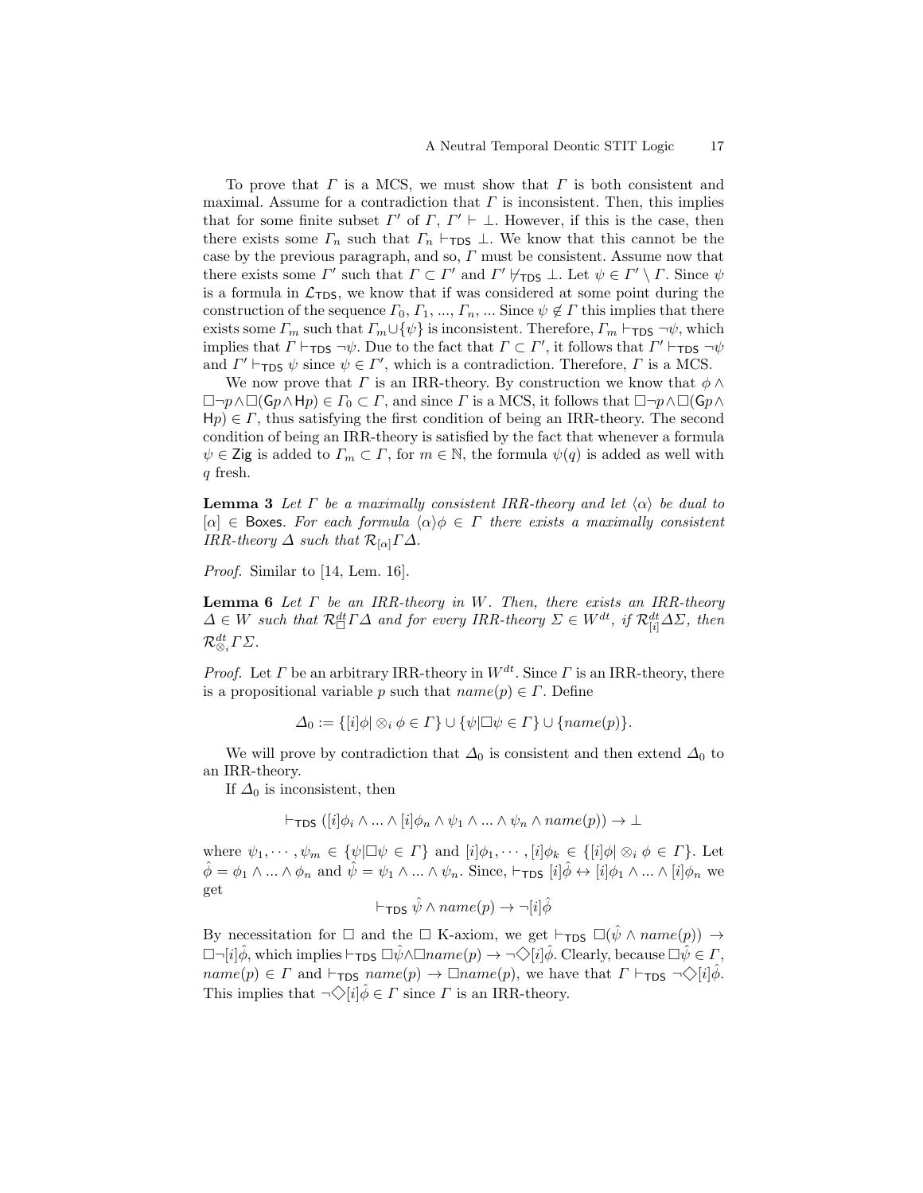To prove that $\Gamma$ is a MCS, we must show that $\Gamma$ is both consistent and maximal. Assume for a contradiction that $\Gamma$ is inconsistent. Then, this implies that for some finite subset $\Gamma'$ of $\Gamma$, $\Gamma' \vdash \bot$. However, if this is the case, then there exists some $\Gamma_n$ such that $\Gamma_n \vdash_{\mathsf{TDS}} \bot$. We know that this cannot be the case by the previous paragraph, and so, $\Gamma$ must be consistent. Assume now that there exists some $\Gamma'$ such that $\Gamma \subset \Gamma'$ and $\Gamma' \nvdash_{\mathsf{TDS}} \bot$. Let $\psi \in \Gamma' \setminus \Gamma$. Since $\psi$ is a formula in $\mathcal{L}_{\mathsf{TDS}}$, we know that if was considered at some point during the construction of the sequence $\Gamma_0, \Gamma_1, ..., \Gamma_n, ...$ Since $\psi \notin \Gamma$ this implies that there exists some $\Gamma_m$ such that $\Gamma_m \cup \{\psi\}$ is inconsistent. Therefore, $\Gamma_m \vdash_{\mathsf{TDS}} \neg\psi$, which implies that $\Gamma \vdash_{\mathsf{TDS}} \neg\psi$. Due to the fact that $\Gamma \subset \Gamma'$, it follows that $\Gamma' \vdash_{\mathsf{TDS}} \neg\psi$ and $\Gamma' \vdash_{\mathsf{TDS}} \psi$ since $\psi \in \Gamma'$, which is a contradiction. Therefore, $\Gamma$ is a MCS.

We now prove that $\Gamma$ is an IRR-theory. By construction we know that $\phi \wedge \Box\neg p \wedge \Box(\mathsf{G}p \wedge \mathsf{H}p) \in \Gamma_0 \subset \Gamma$, and since $\Gamma$ is a MCS, it follows that $\Box\neg p \wedge \Box(\mathsf{G}p \wedge \mathsf{H}p) \in \Gamma$, thus satisfying the first condition of being an IRR-theory. The second condition of being an IRR-theory is satisfied by the fact that whenever a formula $\psi \in \mathsf{Zig}$ is added to $\Gamma_m \subset \Gamma$, for $m \in \mathbb{N}$, the formula $\psi(q)$ is added as well with $q$ fresh.

**Lemma 3** *Let $\Gamma$ be a maximally consistent IRR-theory and let $\langle\alpha\rangle$ be dual to $[\alpha] \in \mathsf{Boxes}$. For each formula $\langle\alpha\rangle\phi \in \Gamma$ there exists a maximally consistent IRR-theory $\Delta$ such that $\mathcal{R}_{[\alpha]}\Gamma\Delta$.*

*Proof.* Similar to [14, Lem. 16].

**Lemma 6** *Let $\Gamma$ be an IRR-theory in $W$. Then, there exists an IRR-theory $\Delta \in W$ such that $\mathcal{R}^{dt}_{\Box}\Gamma\Delta$ and for every IRR-theory $\Sigma \in W^{dt}$, if $\mathcal{R}^{dt}_{[i]}\Delta\Sigma$, then $\mathcal{R}^{dt}_{\otimes_i}\Gamma\Sigma$.*

*Proof.* Let $\Gamma$ be an arbitrary IRR-theory in $W^{dt}$. Since $\Gamma$ is an IRR-theory, there is a propositional variable $p$ such that $name(p) \in \Gamma$. Define

$$\Delta_0 := \{[i]\phi | \otimes_i \phi \in \Gamma\} \cup \{\psi | \Box\psi \in \Gamma\} \cup \{name(p)\}.$$

We will prove by contradiction that $\Delta_0$ is consistent and then extend $\Delta_0$ to an IRR-theory.

If $\Delta_0$ is inconsistent, then

$$\vdash_{\mathsf{TDS}} ([i]\phi_i \wedge ... \wedge [i]\phi_n \wedge \psi_1 \wedge ... \wedge \psi_n \wedge name(p)) \to \bot$$

where $\psi_1, \cdots, \psi_m \in \{\psi | \Box\psi \in \Gamma\}$ and $[i]\phi_1, \cdots, [i]\phi_k \in \{[i]\phi | \otimes_i \phi \in \Gamma\}$. Let $\hat{\phi} = \phi_1 \wedge ... \wedge \phi_n$ and $\hat{\psi} = \psi_1 \wedge ... \wedge \psi_n$. Since, $\vdash_{\mathsf{TDS}} [i]\hat{\phi} \leftrightarrow [i]\phi_1 \wedge ... \wedge [i]\phi_n$ we get

$$\vdash_{\mathsf{TDS}} \hat{\psi} \wedge name(p) \to \neg[i]\hat{\phi}$$

By necessitation for $\Box$ and the $\Box$ K-axiom, we get $\vdash_{\mathsf{TDS}} \Box(\hat{\psi} \wedge name(p)) \to \Box\neg[i]\hat{\phi}$, which implies $\vdash_{\mathsf{TDS}} \Box\hat{\psi} \wedge \Box name(p) \to \neg\Diamond[i]\hat{\phi}$. Clearly, because $\Box\hat{\psi} \in \Gamma$, $name(p) \in \Gamma$ and $\vdash_{\mathsf{TDS}} name(p) \to \Box name(p)$, we have that $\Gamma \vdash_{\mathsf{TDS}} \neg\Diamond[i]\hat{\phi}$. This implies that $\neg\Diamond[i]\hat{\phi} \in \Gamma$ since $\Gamma$ is an IRR-theory.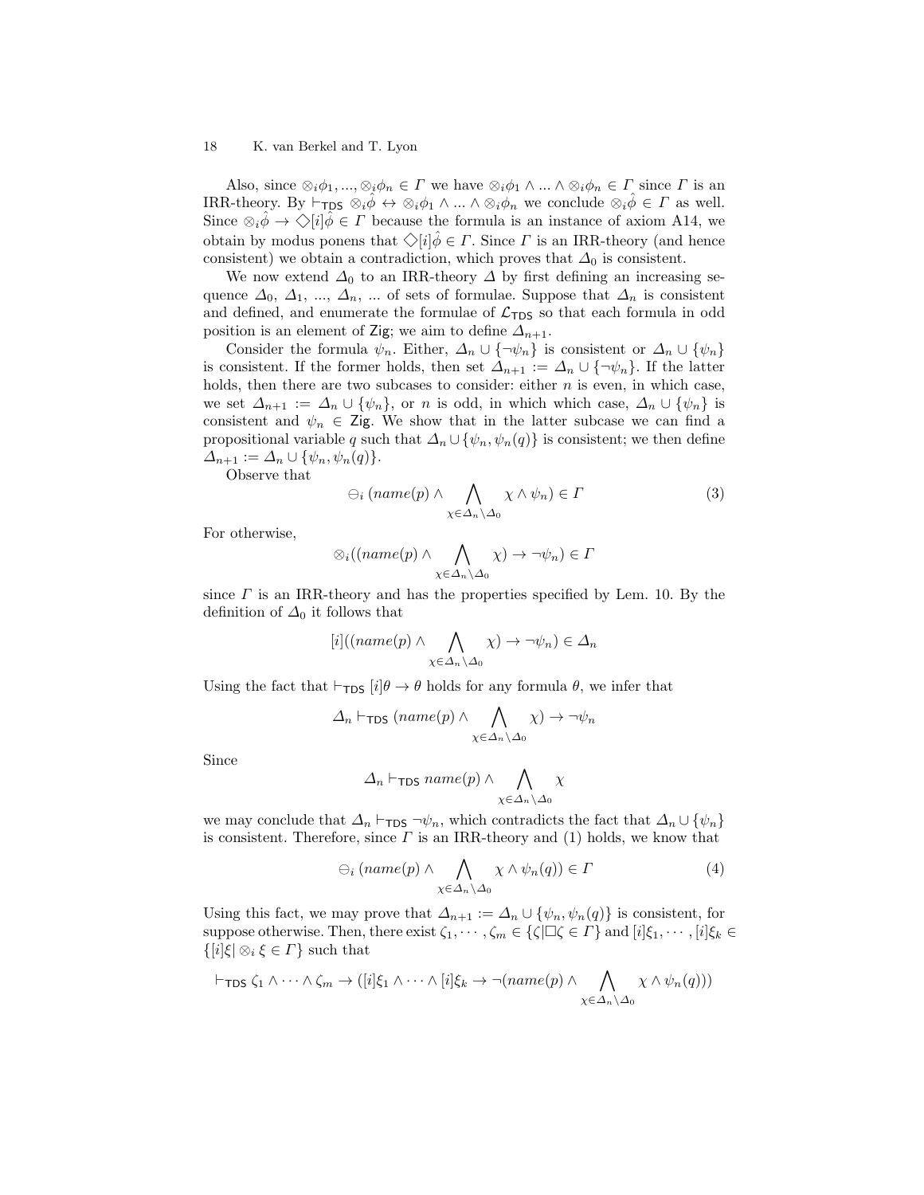Also, since $\otimes_i\phi_1, ..., \otimes_i\phi_n \in \Gamma$ we have $\otimes_i\phi_1 \wedge ... \wedge \otimes_i\phi_n \in \Gamma$ since $\Gamma$ is an IRR-theory. By $\vdash_{\mathsf{TDS}} \otimes_i\hat{\phi} \leftrightarrow \otimes_i\phi_1 \wedge ... \wedge \otimes_i\phi_n$ we conclude $\otimes_i\hat{\phi} \in \Gamma$ as well. Since $\otimes_i\hat{\phi} \rightarrow \Diamond[i]\hat{\phi} \in \Gamma$ because the formula is an instance of axiom A14, we obtain by modus ponens that $\Diamond[i]\hat{\phi} \in \Gamma$. Since $\Gamma$ is an IRR-theory (and hence consistent) we obtain a contradiction, which proves that $\Delta_0$ is consistent.

We now extend $\Delta_0$ to an IRR-theory $\Delta$ by first defining an increasing sequence $\Delta_0$, $\Delta_1$, ..., $\Delta_n$, ... of sets of formulae. Suppose that $\Delta_n$ is consistent and defined, and enumerate the formulae of $\mathcal{L}_{\mathsf{TDS}}$ so that each formula in odd position is an element of $\mathsf{Zig}$; we aim to define $\Delta_{n+1}$.

Consider the formula $\psi_n$. Either, $\Delta_n \cup \{\neg\psi_n\}$ is consistent or $\Delta_n \cup \{\psi_n\}$ is consistent. If the former holds, then set $\Delta_{n+1} := \Delta_n \cup \{\neg\psi_n\}$. If the latter holds, then there are two subcases to consider: either $n$ is even, in which case, we set $\Delta_{n+1} := \Delta_n \cup \{\psi_n\}$, or $n$ is odd, in which which case, $\Delta_n \cup \{\psi_n\}$ is consistent and $\psi_n \in \mathsf{Zig}$. We show that in the latter subcase we can find a propositional variable $q$ such that $\Delta_n \cup \{\psi_n, \psi_n(q)\}$ is consistent; we then define $\Delta_{n+1} := \Delta_n \cup \{\psi_n, \psi_n(q)\}$.

Observe that

$$\ominus_i \, (name(p) \wedge \bigwedge_{\chi \in \Delta_n \setminus \Delta_0} \chi \wedge \psi_n) \in \Gamma \tag{3}$$

For otherwise,

$$\otimes_i((name(p) \wedge \bigwedge_{\chi \in \Delta_n \setminus \Delta_0} \chi) \rightarrow \neg\psi_n) \in \Gamma$$

since $\Gamma$ is an IRR-theory and has the properties specified by Lem. 10. By the definition of $\Delta_0$ it follows that

$$[i]((name(p) \wedge \bigwedge_{\chi \in \Delta_n \setminus \Delta_0} \chi) \rightarrow \neg\psi_n) \in \Delta_n$$

Using the fact that $\vdash_{\mathsf{TDS}} [i]\theta \rightarrow \theta$ holds for any formula $\theta$, we infer that

$$\Delta_n \vdash_{\mathsf{TDS}} (name(p) \wedge \bigwedge_{\chi \in \Delta_n \setminus \Delta_0} \chi) \rightarrow \neg\psi_n$$

Since

$$\Delta_n \vdash_{\mathsf{TDS}} name(p) \wedge \bigwedge_{\chi \in \Delta_n \setminus \Delta_0} \chi$$

we may conclude that $\Delta_n \vdash_{\mathsf{TDS}} \neg\psi_n$, which contradicts the fact that $\Delta_n \cup \{\psi_n\}$ is consistent. Therefore, since $\Gamma$ is an IRR-theory and (1) holds, we know that

$$\ominus_i \, (name(p) \wedge \bigwedge_{\chi \in \Delta_n \setminus \Delta_0} \chi \wedge \psi_n(q)) \in \Gamma \tag{4}$$

Using this fact, we may prove that $\Delta_{n+1} := \Delta_n \cup \{\psi_n, \psi_n(q)\}$ is consistent, for suppose otherwise. Then, there exist $\zeta_1, \cdots, \zeta_m \in \{\zeta | \Box\zeta \in \Gamma\}$ and $[i]\xi_1, \cdots, [i]\xi_k \in \{[i]\xi | \otimes_i \xi \in \Gamma\}$ such that

$$\vdash_{\mathsf{TDS}} \zeta_1 \wedge \cdots \wedge \zeta_m \rightarrow ([i]\xi_1 \wedge \cdots \wedge [i]\xi_k \rightarrow \neg(name(p) \wedge \bigwedge_{\chi \in \Delta_n \setminus \Delta_0} \chi \wedge \psi_n(q)))$$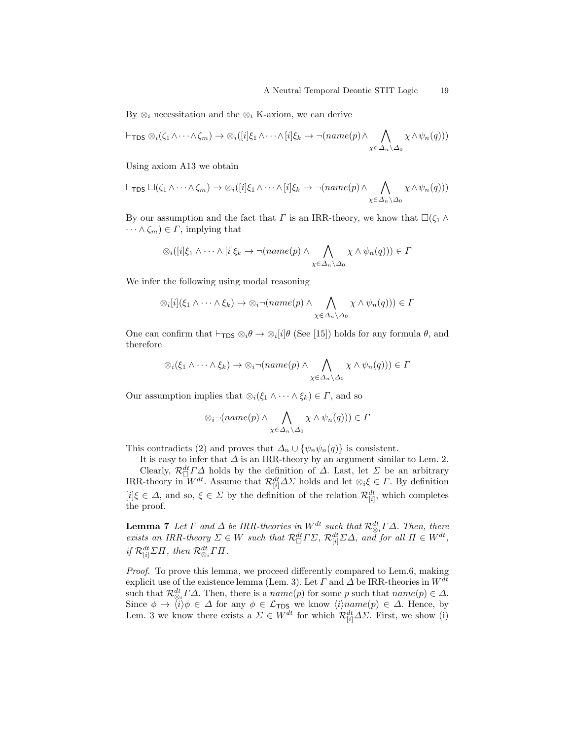By $\otimes_i$ necessitation and the $\otimes_i$ K-axiom, we can derive

$$\vdash_{\mathsf{TDS}} \otimes_i(\zeta_1 \wedge \cdots \wedge \zeta_m) \rightarrow \otimes_i([i]\xi_1 \wedge \cdots \wedge [i]\xi_k \rightarrow \neg(name(p) \wedge \bigwedge_{\chi \in \Delta_n \setminus \Delta_0} \chi \wedge \psi_n(q)))$$

Using axiom A13 we obtain

$$\vdash_{\mathsf{TDS}} \Box(\zeta_1 \wedge \cdots \wedge \zeta_m) \rightarrow \otimes_i([i]\xi_1 \wedge \cdots \wedge [i]\xi_k \rightarrow \neg(name(p) \wedge \bigwedge_{\chi \in \Delta_n \setminus \Delta_0} \chi \wedge \psi_n(q)))$$

By our assumption and the fact that $\Gamma$ is an IRR-theory, we know that $\Box(\zeta_1 \wedge \cdots \wedge \zeta_m) \in \Gamma$, implying that

$$\otimes_i([i]\xi_1 \wedge \cdots \wedge [i]\xi_k \rightarrow \neg(name(p) \wedge \bigwedge_{\chi \in \Delta_n \setminus \Delta_0} \chi \wedge \psi_n(q))) \in \Gamma$$

We infer the following using modal reasoning

$$\otimes_i[i](\xi_1 \wedge \cdots \wedge \xi_k) \rightarrow \otimes_i\neg(name(p) \wedge \bigwedge_{\chi \in \Delta_n \setminus \Delta_0} \chi \wedge \psi_n(q))) \in \Gamma$$

One can confirm that $\vdash_{\mathsf{TDS}} \otimes_i\theta \rightarrow \otimes_i[i]\theta$ (See [15]) holds for any formula $\theta$, and therefore

$$\otimes_i(\xi_1 \wedge \cdots \wedge \xi_k) \rightarrow \otimes_i\neg(name(p) \wedge \bigwedge_{\chi \in \Delta_n \setminus \Delta_0} \chi \wedge \psi_n(q))) \in \Gamma$$

Our assumption implies that $\otimes_i(\xi_1 \wedge \cdots \wedge \xi_k) \in \Gamma$, and so

$$\otimes_i\neg(name(p) \wedge \bigwedge_{\chi \in \Delta_n \setminus \Delta_0} \chi \wedge \psi_n(q))) \in \Gamma$$

This contradicts (2) and proves that $\Delta_n \cup \{\psi_n\psi_n(q)\}$ is consistent.

It is easy to infer that $\Delta$ is an IRR-theory by an argument similar to Lem. 2.

Clearly, $\mathcal{R}^{dt}_{\Box}\Gamma\Delta$ holds by the definition of $\Delta$. Last, let $\Sigma$ be an arbitrary IRR-theory in $W^{dt}$. Assume that $\mathcal{R}^{dt}_{[i]}\Delta\Sigma$ holds and let $\otimes_i\xi \in \Gamma$. By definition $[i]\xi \in \Delta$, and so, $\xi \in \Sigma$ by the definition of the relation $\mathcal{R}^{dt}_{[i]}$, which completes the proof.

**Lemma 7** *Let $\Gamma$ and $\Delta$ be IRR-theories in $W^{dt}$ such that $\mathcal{R}^{dt}_{\otimes_i}\Gamma\Delta$. Then, there exists an IRR-theory $\Sigma \in W$ such that $\mathcal{R}^{dt}_{\Box}\Gamma\Sigma$, $\mathcal{R}^{dt}_{[i]}\Sigma\Delta$, and for all $\Pi \in W^{dt}$, if $\mathcal{R}^{dt}_{[i]}\Sigma\Pi$, then $\mathcal{R}^{dt}_{\otimes_i}\Gamma\Pi$.*

*Proof.* To prove this lemma, we proceed differently compared to Lem.6, making explicit use of the existence lemma (Lem. 3). Let $\Gamma$ and $\Delta$ be IRR-theories in $W^{dt}$ such that $\mathcal{R}^{dt}_{\otimes_i}\Gamma\Delta$. Then, there is a $name(p)$ for some $p$ such that $name(p) \in \Delta$. Since $\phi \rightarrow \langle i\rangle\phi \in \Delta$ for any $\phi \in \mathcal{L}_{\mathsf{TDS}}$ we know $\langle i\rangle name(p) \in \Delta$. Hence, by Lem. 3 we know there exists a $\Sigma \in W^{dt}$ for which $\mathcal{R}^{dt}_{[i]}\Delta\Sigma$. First, we show (i)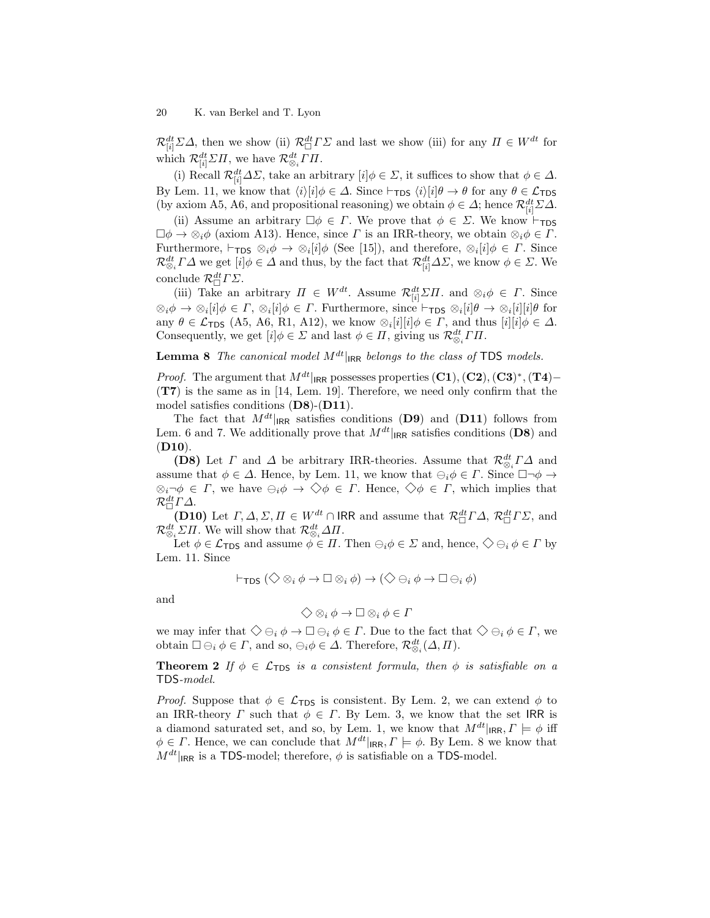$\mathcal{R}^{dt}_{[i]}\Sigma\Delta$, then we show (ii) $\mathcal{R}^{dt}_{\Box}\Gamma\Sigma$ and last we show (iii) for any $\Pi \in W^{dt}$ for which $\mathcal{R}^{dt}_{[i]}\Sigma\Pi$, we have $\mathcal{R}^{dt}_{\otimes_i}\Gamma\Pi$.

(i) Recall $\mathcal{R}^{dt}_{[i]}\Delta\Sigma$, take an arbitrary $[i]\phi \in \Sigma$, it suffices to show that $\phi \in \Delta$. By Lem. 11, we know that $\langle i\rangle[i]\phi \in \Delta$. Since $\vdash_{\mathsf{TDS}} \langle i\rangle[i]\theta \rightarrow \theta$ for any $\theta \in \mathcal{L}_{\mathsf{TDS}}$ (by axiom A5, A6, and propositional reasoning) we obtain $\phi \in \Delta$; hence $\mathcal{R}^{dt}_{[i]}\Sigma\Delta$.

(ii) Assume an arbitrary $\Box\phi \in \Gamma$. We prove that $\phi \in \Sigma$. We know $\vdash_{\mathsf{TDS}} \Box\phi \rightarrow \otimes_i\phi$ (axiom A13). Hence, since $\Gamma$ is an IRR-theory, we obtain $\otimes_i\phi \in \Gamma$. Furthermore, $\vdash_{\mathsf{TDS}} \otimes_i\phi \rightarrow \otimes_i[i]\phi$ (See [15]), and therefore, $\otimes_i[i]\phi \in \Gamma$. Since $\mathcal{R}^{dt}_{\otimes_i}\Gamma\Delta$ we get $[i]\phi \in \Delta$ and thus, by the fact that $\mathcal{R}^{dt}_{[i]}\Delta\Sigma$, we know $\phi \in \Sigma$. We conclude $\mathcal{R}^{dt}_{\Box}\Gamma\Sigma$.

(iii) Take an arbitrary $\Pi \in W^{dt}$. Assume $\mathcal{R}^{dt}_{[i]}\Sigma\Pi$. and $\otimes_i\phi \in \Gamma$. Since $\otimes_i\phi \rightarrow \otimes_i[i]\phi \in \Gamma$, $\otimes_i[i]\phi \in \Gamma$. Furthermore, since $\vdash_{\mathsf{TDS}} \otimes_i[i]\theta \rightarrow \otimes_i[i][i]\theta$ for any $\theta \in \mathcal{L}_{\mathsf{TDS}}$ (A5, A6, R1, A12), we know $\otimes_i[i][i]\phi \in \Gamma$, and thus $[i][i]\phi \in \Delta$. Consequently, we get $[i]\phi \in \Sigma$ and last $\phi \in \Pi$, giving us $\mathcal{R}^{dt}_{\otimes_i}\Gamma\Pi$.

**Lemma 8** *The canonical model $M^{dt}|_{\mathsf{IRR}}$ belongs to the class of* $\mathsf{TDS}$ *models.*

*Proof.* The argument that $M^{dt}|_{\mathsf{IRR}}$ possesses properties **(C1)**, **(C2)**, **(C3)**$^*$, **(T4)**–**(T7)** is the same as in [14, Lem. 19]. Therefore, we need only confirm that the model satisfies conditions **(D8)**-**(D11)**.

The fact that $M^{dt}|_{\mathsf{IRR}}$ satisfies conditions **(D9)** and **(D11)** follows from Lem. 6 and 7. We additionally prove that $M^{dt}|_{\mathsf{IRR}}$ satisfies conditions **(D8)** and **(D10)**.

**(D8)** Let $\Gamma$ and $\Delta$ be arbitrary IRR-theories. Assume that $\mathcal{R}^{dt}_{\otimes_i}\Gamma\Delta$ and assume that $\phi \in \Delta$. Hence, by Lem. 11, we know that $\ominus_i\phi \in \Gamma$. Since $\Box\neg\phi \rightarrow \otimes_i\neg\phi \in \Gamma$, we have $\ominus_i\phi \rightarrow \Diamond\phi \in \Gamma$. Hence, $\Diamond\phi \in \Gamma$, which implies that $\mathcal{R}^{dt}_{\Box}\Gamma\Delta$.

**(D10)** Let $\Gamma, \Delta, \Sigma, \Pi \in W^{dt} \cap \mathsf{IRR}$ and assume that $\mathcal{R}^{dt}_{\Box}\Gamma\Delta$, $\mathcal{R}^{dt}_{\Box}\Gamma\Sigma$, and $\mathcal{R}^{dt}_{\otimes_i}\Sigma\Pi$. We will show that $\mathcal{R}^{dt}_{\otimes_i}\Delta\Pi$.

Let $\phi \in \mathcal{L}_{\mathsf{TDS}}$ and assume $\phi \in \Pi$. Then $\ominus_i\phi \in \Sigma$ and, hence, $\Diamond \ominus_i \phi \in \Gamma$ by Lem. 11. Since

$$\vdash_{\mathsf{TDS}} (\Diamond \otimes_i \phi \rightarrow \Box \otimes_i \phi) \rightarrow (\Diamond \ominus_i \phi \rightarrow \Box \ominus_i \phi)$$

and

$$\Diamond \otimes_i \phi \rightarrow \Box \otimes_i \phi \in \Gamma$$

we may infer that $\Diamond \ominus_i \phi \rightarrow \Box \ominus_i \phi \in \Gamma$. Due to the fact that $\Diamond \ominus_i \phi \in \Gamma$, we obtain $\Box \ominus_i \phi \in \Gamma$, and so, $\ominus_i\phi \in \Delta$. Therefore, $\mathcal{R}^{dt}_{\otimes_i}(\Delta, \Pi)$.

**Theorem 2** *If $\phi \in \mathcal{L}_{\mathsf{TDS}}$ is a consistent formula, then $\phi$ is satisfiable on a* $\mathsf{TDS}$*-model.*

*Proof.* Suppose that $\phi \in \mathcal{L}_{\mathsf{TDS}}$ is consistent. By Lem. 2, we can extend $\phi$ to an IRR-theory $\Gamma$ such that $\phi \in \Gamma$. By Lem. 3, we know that the set $\mathsf{IRR}$ is a diamond saturated set, and so, by Lem. 1, we know that $M^{dt}|_{\mathsf{IRR}}, \Gamma \models \phi$ iff $\phi \in \Gamma$. Hence, we can conclude that $M^{dt}|_{\mathsf{IRR}}, \Gamma \models \phi$. By Lem. 8 we know that $M^{dt}|_{\mathsf{IRR}}$ is a $\mathsf{TDS}$-model; therefore, $\phi$ is satisfiable on a $\mathsf{TDS}$-model.